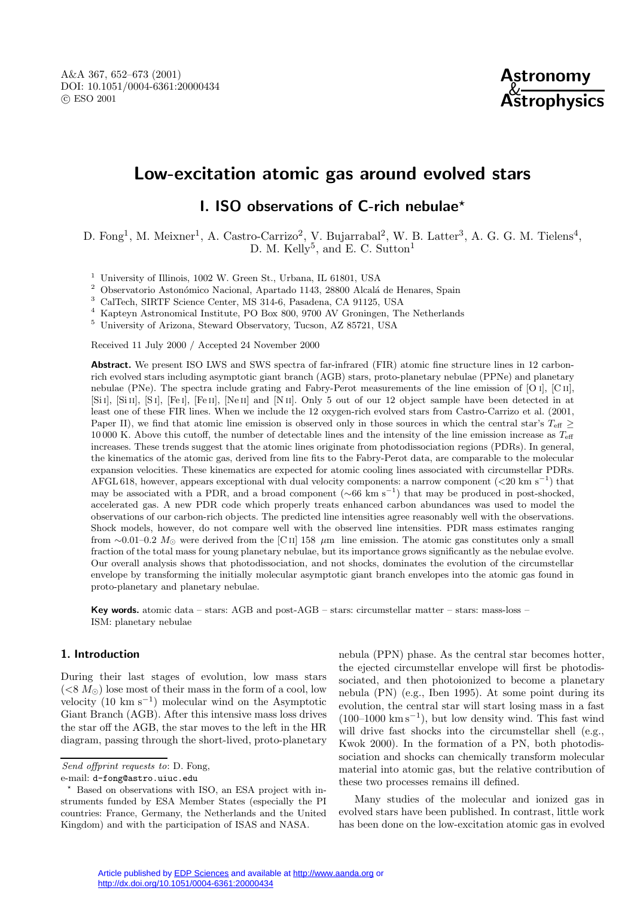# Low-excitation atomic gas around evolved stars

## I. ISO observations of C-rich nebulae*

D. Fong[1], M. Meixner[1], A. Castro-Carrizo[2], V. Bujarrabal[2], W. B. Latter[3], A. G. G. M. Tielens[4], D. M. Kelly[5], and E. C. Sutton[1]

[1] University of Illinois, 1002 W. Green St., Urbana, IL 61801, USA
[2] Observatorio Astronómico Nacional, Apartado 1143, 28800 Alcalá de Henares, Spain
[3] CalTech, SIRTF Science Center, MS 314-6, Pasadena, CA 91125, USA
[4] Kapteyn Astronomical Institute, PO Box 800, 9700 AV Groningen, The Netherlands
[5] University of Arizona, Steward Observatory, Tucson, AZ 85721, USA

Received 11 July 2000 / Accepted 24 November 2000

**Abstract.** We present ISO LWS and SWS spectra of far-infrared (FIR) atomic fine structure lines in 12 carbon-rich evolved stars including asymptotic giant branch (AGB) stars, proto-planetary nebulae (PPNe) and planetary nebulae (PNe). The spectra include grating and Fabry-Perot measurements of the line emission of [O I], [C II], [Si I], [Si II], [S I], [Fe I], [Fe II], [Ne II] and [N II]. Only 5 out of our 12 object sample have been detected in at least one of these FIR lines. When we include the 12 oxygen-rich evolved stars from Castro-Carrizo et al. (2001, Paper II), we find that atomic line emission is observed only in those sources in which the central star's $T_{\rm eff} \geq 10\,000$ K. Above this cutoff, the number of detectable lines and the intensity of the line emission increase as $T_{\rm eff}$ increases. These trends suggest that the atomic lines originate from photodissociation regions (PDRs). In general, the kinematics of the atomic gas, derived from line fits to the Fabry-Perot data, are comparable to the molecular expansion velocities. These kinematics are expected for atomic cooling lines associated with circumstellar PDRs. AFGL 618, however, appears exceptional with dual velocity components: a narrow component ($<$20 km s$^{-1}$) that may be associated with a PDR, and a broad component ($\sim$66 km s$^{-1}$) that may be produced in post-shocked, accelerated gas. A new PDR code which properly treats enhanced carbon abundances was used to model the observations of our carbon-rich objects. The predicted line intensities agree reasonably well with the observations. Shock models, however, do not compare well with the observed line intensities. PDR mass estimates ranging from $\sim$0.01–0.2 $M_\odot$ were derived from the [C II] 158 $\mu$m line emission. The atomic gas constitutes only a small fraction of the total mass for young planetary nebulae, but its importance grows significantly as the nebulae evolve. Our overall analysis shows that photodissociation, and not shocks, dominates the evolution of the circumstellar envelope by transforming the initially molecular asymptotic giant branch envelopes into the atomic gas found in proto-planetary and planetary nebulae.

**Key words.** atomic data – stars: AGB and post-AGB – stars: circumstellar matter – stars: mass-loss – ISM: planetary nebulae

## 1. Introduction

During their last stages of evolution, low mass stars ($<$8 $M_\odot$) lose most of their mass in the form of a cool, low velocity (10 km s$^{-1}$) molecular wind on the Asymptotic Giant Branch (AGB). After this intensive mass loss drives the star off the AGB, the star moves to the left in the HR diagram, passing through the short-lived, proto-planetary nebula (PPN) phase. As the central star becomes hotter, the ejected circumstellar envelope will first be photodissociated, and then photoionized to become a planetary nebula (PN) (e.g., Iben 1995). At some point during its evolution, the central star will start losing mass in a fast (100–1000 km s$^{-1}$), but low density wind. This fast wind will drive fast shocks into the circumstellar shell (e.g., Kwok 2000). In the formation of a PN, both photodissociation and shocks can chemically transform molecular material into atomic gas, but the relative contribution of these two processes remains ill defined.

Many studies of the molecular and ionized gas in evolved stars have been published. In contrast, little work has been done on the low-excitation atomic gas in evolved

*Send offprint requests to*: D. Fong,
e-mail: d-fong@astro.uiuc.edu

* Based on observations with ISO, an ESA project with instruments funded by ESA Member States (especially the PI countries: France, Germany, the Netherlands and the United Kingdom) and with the participation of ISAS and NASA.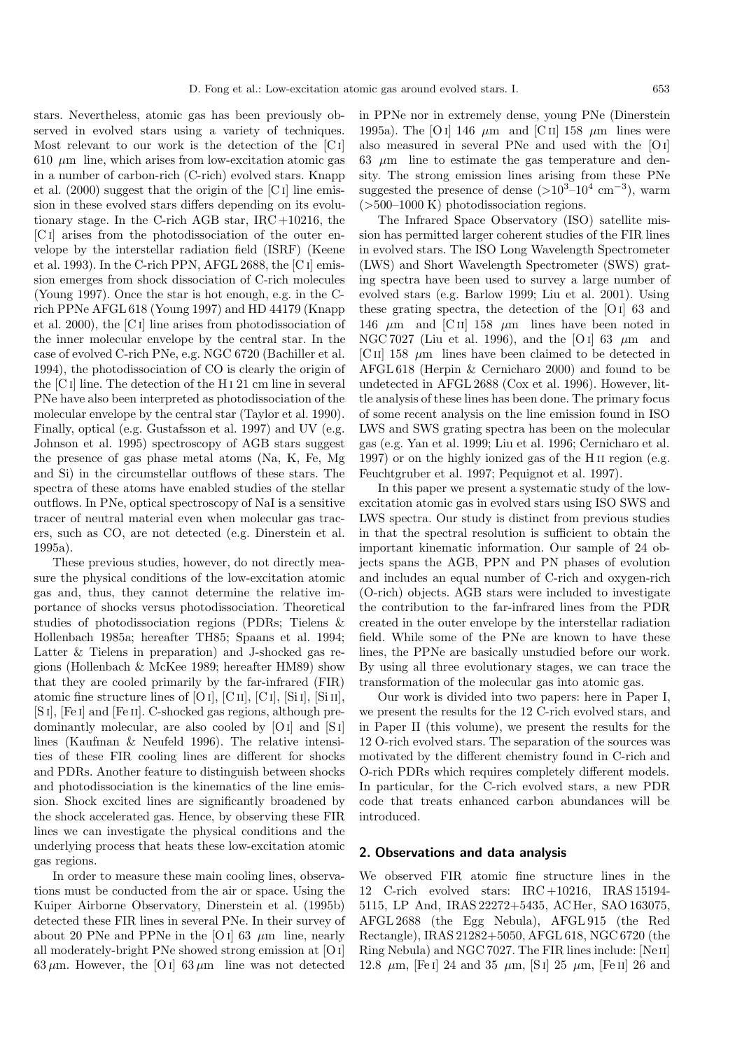stars. Nevertheless, atomic gas has been previously observed in evolved stars using a variety of techniques. Most relevant to our work is the detection of the [C I] 610 $\mu$m line, which arises from low-excitation atomic gas in a number of carbon-rich (C-rich) evolved stars. Knapp et al. (2000) suggest that the origin of the [C I] line emission in these evolved stars differs depending on its evolutionary stage. In the C-rich AGB star, IRC +10216, the [C I] arises from the photodissociation of the outer envelope by the interstellar radiation field (ISRF) (Keene et al. 1993). In the C-rich PPN, AFGL 2688, the [C I] emission emerges from shock dissociation of C-rich molecules (Young 1997). Once the star is hot enough, e.g. in the C-rich PPNe AFGL 618 (Young 1997) and HD 44179 (Knapp et al. 2000), the [C I] line arises from photodissociation of the inner molecular envelope by the central star. In the case of evolved C-rich PNe, e.g. NGC 6720 (Bachiller et al. 1994), the photodissociation of CO is clearly the origin of the [C I] line. The detection of the H I 21 cm line in several PNe have also been interpreted as photodissociation of the molecular envelope by the central star (Taylor et al. 1990). Finally, optical (e.g. Gustafsson et al. 1997) and UV (e.g. Johnson et al. 1995) spectroscopy of AGB stars suggest the presence of gas phase metal atoms (Na, K, Fe, Mg and Si) in the circumstellar outflows of these stars. The spectra of these atoms have enabled studies of the stellar outflows. In PNe, optical spectroscopy of NaI is a sensitive tracer of neutral material even when molecular gas tracers, such as CO, are not detected (e.g. Dinerstein et al. 1995a).

These previous studies, however, do not directly measure the physical conditions of the low-excitation atomic gas and, thus, they cannot determine the relative importance of shocks versus photodissociation. Theoretical studies of photodissociation regions (PDRs; Tielens & Hollenbach 1985a; hereafter TH85; Spaans et al. 1994; Latter & Tielens in preparation) and J-shocked gas regions (Hollenbach & McKee 1989; hereafter HM89) show that they are cooled primarily by the far-infrared (FIR) atomic fine structure lines of [O I], [C II], [C I], [Si I], [Si II], [S I], [Fe I] and [Fe II]. C-shocked gas regions, although predominantly molecular, are also cooled by [O I] and [S I] lines (Kaufman & Neufeld 1996). The relative intensities of these FIR cooling lines are different for shocks and PDRs. Another feature to distinguish between shocks and photodissociation is the kinematics of the line emission. Shock excited lines are significantly broadened by the shock accelerated gas. Hence, by observing these FIR lines we can investigate the physical conditions and the underlying process that heats these low-excitation atomic gas regions.

In order to measure these main cooling lines, observations must be conducted from the air or space. Using the Kuiper Airborne Observatory, Dinerstein et al. (1995b) detected these FIR lines in several PNe. In their survey of about 20 PNe and PPNe in the [O I] 63 $\mu$m line, nearly all moderately-bright PNe showed strong emission at [O I] 63 $\mu$m. However, the [O I] 63 $\mu$m line was not detected in PPNe nor in extremely dense, young PNe (Dinerstein 1995a). The [O I] 146 $\mu$m and [C II] 158 $\mu$m lines were also measured in several PNe and used with the [O I] 63 $\mu$m line to estimate the gas temperature and density. The strong emission lines arising from these PNe suggested the presence of dense ($>10^3$–$10^4$ cm$^{-3}$), warm ($>$500–1000 K) photodissociation regions.

The Infrared Space Observatory (ISO) satellite mission has permitted larger coherent studies of the FIR lines in evolved stars. The ISO Long Wavelength Spectrometer (LWS) and Short Wavelength Spectrometer (SWS) grating spectra have been used to survey a large number of evolved stars (e.g. Barlow 1999; Liu et al. 2001). Using these grating spectra, the detection of the [O I] 63 and 146 $\mu$m and [C II] 158 $\mu$m lines have been noted in NGC 7027 (Liu et al. 1996), and the [O I] 63 $\mu$m and [C II] 158 $\mu$m lines have been claimed to be detected in AFGL 618 (Herpin & Cernicharo 2000) and found to be undetected in AFGL 2688 (Cox et al. 1996). However, little analysis of these lines has been done. The primary focus of some recent analysis on the line emission found in ISO LWS and SWS grating spectra has been on the molecular gas (e.g. Yan et al. 1999; Liu et al. 1996; Cernicharo et al. 1997) or on the highly ionized gas of the H II region (e.g. Feuchtgruber et al. 1997; Pequignot et al. 1997).

In this paper we present a systematic study of the low-excitation atomic gas in evolved stars using ISO SWS and LWS spectra. Our study is distinct from previous studies in that the spectral resolution is sufficient to obtain the important kinematic information. Our sample of 24 objects spans the AGB, PPN and PN phases of evolution and includes an equal number of C-rich and oxygen-rich (O-rich) objects. AGB stars were included to investigate the contribution to the far-infrared lines from the PDR created in the outer envelope by the interstellar radiation field. While some of the PNe are known to have these lines, the PPNe are basically unstudied before our work. By using all three evolutionary stages, we can trace the transformation of the molecular gas into atomic gas.

Our work is divided into two papers: here in Paper I, we present the results for the 12 C-rich evolved stars, and in Paper II (this volume), we present the results for the 12 O-rich evolved stars. The separation of the sources was motivated by the different chemistry found in C-rich and O-rich PDRs which requires completely different models. In particular, for the C-rich evolved stars, a new PDR code that treats enhanced carbon abundances will be introduced.

## 2. Observations and data analysis

We observed FIR atomic fine structure lines in the 12 C-rich evolved stars: IRC +10216, IRAS 15194-5115, LP And, IRAS 22272+5435, AC Her, SAO 163075, AFGL 2688 (the Egg Nebula), AFGL 915 (the Red Rectangle), IRAS 21282+5050, AFGL 618, NGC 6720 (the Ring Nebula) and NGC 7027. The FIR lines include: [Ne II] 12.8 $\mu$m, [Fe I] 24 and 35 $\mu$m, [S I] 25 $\mu$m, [Fe II] 26 and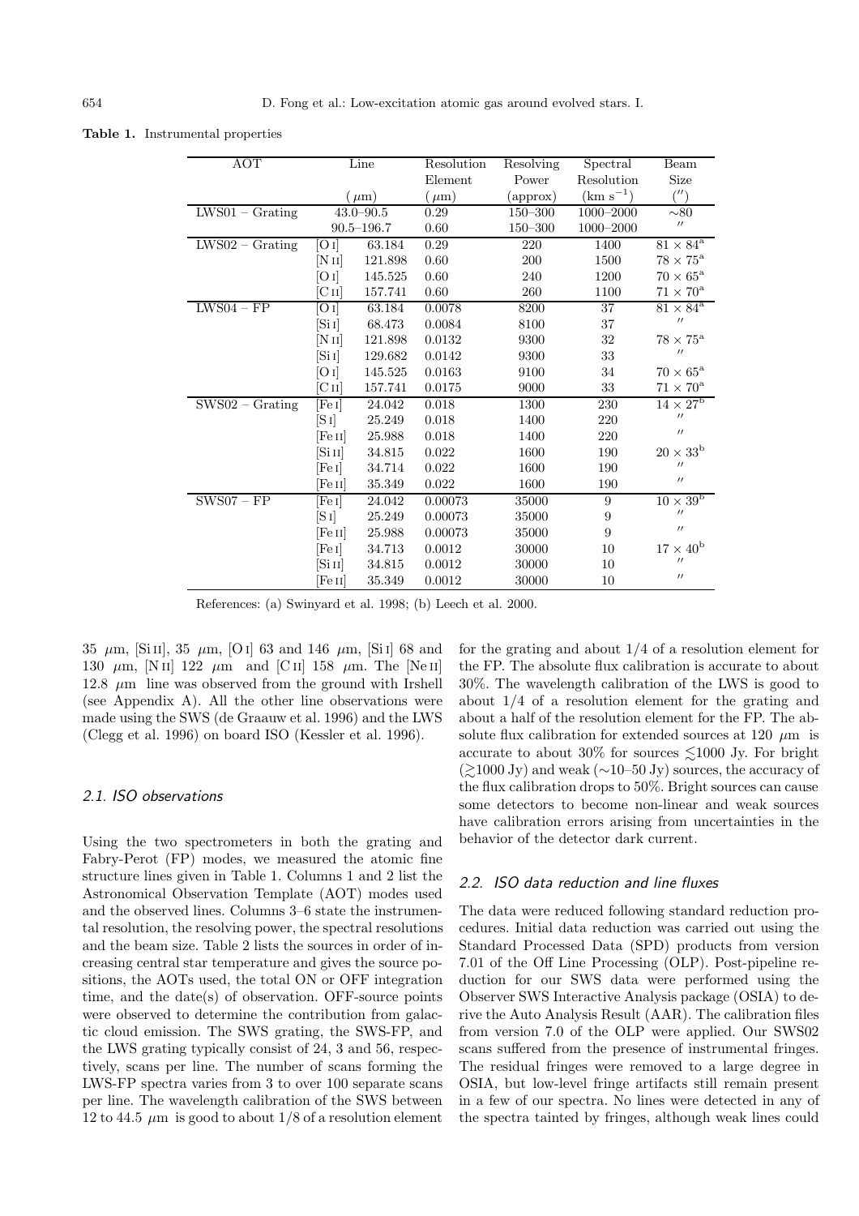**Table 1.** Instrumental properties

| AOT | Line | | Resolution Element | Resolving Power | Spectral Resolution | Beam Size |
|---|---|---|---|---|---|---|
| | ($\mu$m) | | ($\mu$m) | (approx) | (km s$^{-1}$) | ($''$) |
| LWS01 – Grating | 43.0–90.5 | | 0.29 | 150–300 | 1000–2000 | ~80 |
| | 90.5–196.7 | | 0.60 | 150–300 | 1000–2000 | $''$ |
| LWS02 – Grating | [O I] | 63.184 | 0.29 | 220 | 1400 | $81 \times 84$[a] |
| | [N II] | 121.898 | 0.60 | 200 | 1500 | $78 \times 75$[a] |
| | [O I] | 145.525 | 0.60 | 240 | 1200 | $70 \times 65$[a] |
| | [C II] | 157.741 | 0.60 | 260 | 1100 | $71 \times 70$[a] |
| LWS04 – FP | [O I] | 63.184 | 0.0078 | 8200 | 37 | $81 \times 84$[a] |
| | [Si I] | 68.473 | 0.0084 | 8100 | 37 | $''$ |
| | [N II] | 121.898 | 0.0132 | 9300 | 32 | $78 \times 75$[a] |
| | [Si I] | 129.682 | 0.0142 | 9300 | 33 | $''$ |
| | [O I] | 145.525 | 0.0163 | 9100 | 34 | $70 \times 65$[a] |
| | [C II] | 157.741 | 0.0175 | 9000 | 33 | $71 \times 70$[a] |
| SWS02 – Grating | [Fe I] | 24.042 | 0.018 | 1300 | 230 | $14 \times 27$[b] |
| | [S I] | 25.249 | 0.018 | 1400 | 220 | $''$ |
| | [Fe II] | 25.988 | 0.018 | 1400 | 220 | $''$ |
| | [Si II] | 34.815 | 0.022 | 1600 | 190 | $20 \times 33$[b] |
| | [Fe I] | 34.714 | 0.022 | 1600 | 190 | $''$ |
| | [Fe II] | 35.349 | 0.022 | 1600 | 190 | $''$ |
| SWS07 – FP | [Fe I] | 24.042 | 0.00073 | 35000 | 9 | $10 \times 39$[b] |
| | [S I] | 25.249 | 0.00073 | 35000 | 9 | $''$ |
| | [Fe II] | 25.988 | 0.00073 | 35000 | 9 | $''$ |
| | [Fe I] | 34.713 | 0.0012 | 30000 | 10 | $17 \times 40$[b] |
| | [Si II] | 34.815 | 0.0012 | 30000 | 10 | $''$ |
| | [Fe II] | 35.349 | 0.0012 | 30000 | 10 | $''$ |

References: (a) Swinyard et al. 1998; (b) Leech et al. 2000.

35 $\mu$m, [Si II], 35 $\mu$m, [O I] 63 and 146 $\mu$m, [Si I] 68 and 130 $\mu$m, [N II] 122 $\mu$m and [C II] 158 $\mu$m. The [Ne II] 12.8 $\mu$m line was observed from the ground with Irshell (see Appendix A). All the other line observations were made using the SWS (de Graauw et al. 1996) and the LWS (Clegg et al. 1996) on board ISO (Kessler et al. 1996).

### 2.1. ISO observations

Using the two spectrometers in both the grating and Fabry-Perot (FP) modes, we measured the atomic fine structure lines given in Table 1. Columns 1 and 2 list the Astronomical Observation Template (AOT) modes used and the observed lines. Columns 3–6 state the instrumental resolution, the resolving power, the spectral resolutions and the beam size. Table 2 lists the sources in order of increasing central star temperature and gives the source positions, the AOTs used, the total ON or OFF integration time, and the date(s) of observation. OFF-source points were observed to determine the contribution from galactic cloud emission. The SWS grating, the SWS-FP, and the LWS grating typically consist of 24, 3 and 56, respectively, scans per line. The number of scans forming the LWS-FP spectra varies from 3 to over 100 separate scans per line. The wavelength calibration of the SWS between 12 to 44.5 $\mu$m is good to about 1/8 of a resolution element for the grating and about 1/4 of a resolution element for the FP. The absolute flux calibration is accurate to about 30%. The wavelength calibration of the LWS is good to about 1/4 of a resolution element for the grating and about a half of the resolution element for the FP. The absolute flux calibration for extended sources at 120 $\mu$m is accurate to about 30% for sources $\lesssim$1000 Jy. For bright ($\gtrsim$1000 Jy) and weak (~10–50 Jy) sources, the accuracy of the flux calibration drops to 50%. Bright sources can cause some detectors to become non-linear and weak sources have calibration errors arising from uncertainties in the behavior of the detector dark current.

### 2.2. ISO data reduction and line fluxes

The data were reduced following standard reduction procedures. Initial data reduction was carried out using the Standard Processed Data (SPD) products from version 7.01 of the Off Line Processing (OLP). Post-pipeline reduction for our SWS data were performed using the Observer SWS Interactive Analysis package (OSIA) to derive the Auto Analysis Result (AAR). The calibration files from version 7.0 of the OLP were applied. Our SWS02 scans suffered from the presence of instrumental fringes. The residual fringes were removed to a large degree in OSIA, but low-level fringe artifacts still remain present in a few of our spectra. No lines were detected in any of the spectra tainted by fringes, although weak lines could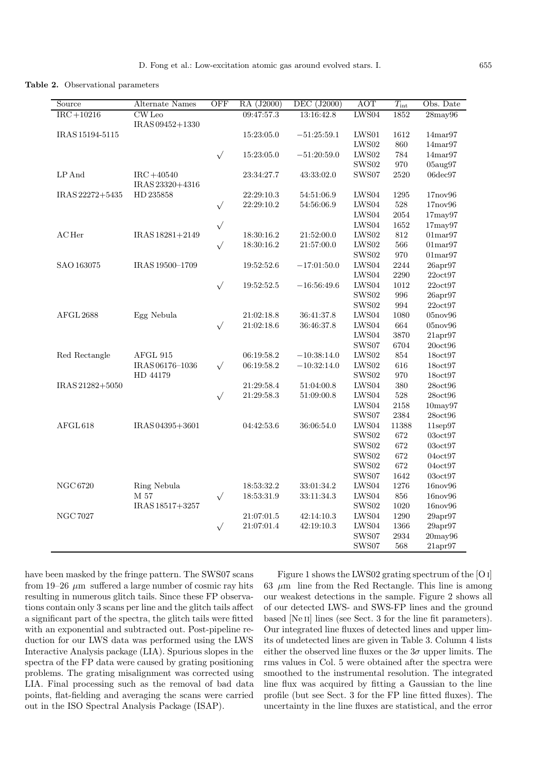**Table 2.** Observational parameters

| Source | Alternate Names | OFF | RA (J2000) | DEC (J2000) | AOT | $T_{\rm int}$ | Obs. Date |
|---|---|---|---|---|---|---|---|
| IRC+10216 | CW Leo | | 09:47:57.3 | 13:16:42.8 | LWS04 | 1852 | 28may96 |
| | IRAS 09452+1330 | | | | | | |
| IRAS 15194-5115 | | | 15:23:05.0 | −51:25:59.1 | LWS01 | 1612 | 14mar97 |
| | | | | | LWS02 | 860 | 14mar97 |
| | | √ | 15:23:05.0 | −51:20:59.0 | LWS02 | 784 | 14mar97 |
| | | | | | SWS02 | 970 | 05aug97 |
| LP And | IRC+40540 | | 23:34:27.7 | 43:33:02.0 | SWS07 | 2520 | 06dec97 |
| | IRAS 23320+4316 | | | | | | |
| IRAS 22272+5435 | HD 235858 | | 22:29:10.3 | 54:51:06.9 | LWS04 | 1295 | 17nov96 |
| | | √ | 22:29:10.2 | 54:56:06.9 | LWS04 | 528 | 17nov96 |
| | | | | | LWS04 | 2054 | 17may97 |
| | | √ | | | LWS04 | 1652 | 17may97 |
| AC Her | IRAS 18281+2149 | | 18:30:16.2 | 21:52:00.0 | LWS02 | 812 | 01mar97 |
| | | √ | 18:30:16.2 | 21:57:00.0 | LWS02 | 566 | 01mar97 |
| | | | | | SWS02 | 970 | 01mar97 |
| SAO 163075 | IRAS 19500–1709 | | 19:52:52.6 | −17:01:50.0 | LWS04 | 2244 | 26apr97 |
| | | | | | LWS04 | 2290 | 22oct97 |
| | | √ | 19:52:52.5 | −16:56:49.6 | LWS04 | 1012 | 22oct97 |
| | | | | | SWS02 | 996 | 26apr97 |
| | | | | | SWS02 | 994 | 22oct97 |
| AFGL 2688 | Egg Nebula | | 21:02:18.8 | 36:41:37.8 | LWS04 | 1080 | 05nov96 |
| | | √ | 21:02:18.6 | 36:46:37.8 | LWS04 | 664 | 05nov96 |
| | | | | | LWS04 | 3870 | 21apr97 |
| | | | | | SWS07 | 6704 | 20oct96 |
| Red Rectangle | AFGL 915 | | 06:19:58.2 | −10:38:14.0 | LWS02 | 854 | 18oct97 |
| | IRAS 06176–1036 | √ | 06:19:58.2 | −10:32:14.0 | LWS02 | 616 | 18oct97 |
| | HD 44179 | | | | SWS02 | 970 | 18oct97 |
| IRAS 21282+5050 | | | 21:29:58.4 | 51:04:00.8 | LWS04 | 380 | 28oct96 |
| | | √ | 21:29:58.3 | 51:09:00.8 | LWS04 | 528 | 28oct96 |
| | | | | | LWS04 | 2158 | 10may97 |
| | | | | | SWS07 | 2384 | 28oct96 |
| AFGL 618 | IRAS 04395+3601 | | 04:42:53.6 | 36:06:54.0 | LWS04 | 11388 | 11sep97 |
| | | | | | SWS02 | 672 | 03oct97 |
| | | | | | SWS02 | 672 | 03oct97 |
| | | | | | SWS02 | 672 | 04oct97 |
| | | | | | SWS02 | 672 | 04oct97 |
| | | | | | SWS07 | 1642 | 03oct97 |
| NGC 6720 | Ring Nebula | | 18:53:32.2 | 33:01:34.2 | LWS04 | 1276 | 16nov96 |
| | M 57 | √ | 18:53:31.9 | 33:11:34.3 | LWS04 | 856 | 16nov96 |
| | IRAS 18517+3257 | | | | SWS02 | 1020 | 16nov96 |
| NGC 7027 | | | 21:07:01.5 | 42:14:10.3 | LWS04 | 1290 | 29apr97 |
| | | √ | 21:07:01.4 | 42:19:10.3 | LWS04 | 1366 | 29apr97 |
| | | | | | SWS07 | 2934 | 20may96 |
| | | | | | SWS07 | 568 | 21apr97 |

have been masked by the fringe pattern. The SWS07 scans from 19–26 $\mu$m suffered a large number of cosmic ray hits resulting in numerous glitch tails. Since these FP observations contain only 3 scans per line and the glitch tails affect a significant part of the spectra, the glitch tails were fitted with an exponential and subtracted out. Post-pipeline reduction for our LWS data was performed using the LWS Interactive Analysis package (LIA). Spurious slopes in the spectra of the FP data were caused by grating positioning problems. The grating misalignment was corrected using LIA. Final processing such as the removal of bad data points, flat-fielding and averaging the scans were carried out in the ISO Spectral Analysis Package (ISAP).

Figure 1 shows the LWS02 grating spectrum of the [O I] 63 $\mu$m line from the Red Rectangle. This line is among our weakest detections in the sample. Figure 2 shows all of our detected LWS- and SWS-FP lines and the ground based [Ne II] lines (see Sect. 3 for the line fit parameters). Our integrated line fluxes of detected lines and upper limits of undetected lines are given in Table 3. Column 4 lists either the observed line fluxes or the $3\sigma$ upper limits. The rms values in Col. 5 were obtained after the spectra were smoothed to the instrumental resolution. The integrated line flux was acquired by fitting a Gaussian to the line profile (but see Sect. 3 for the FP line fitted fluxes). The uncertainty in the line fluxes are statistical, and the error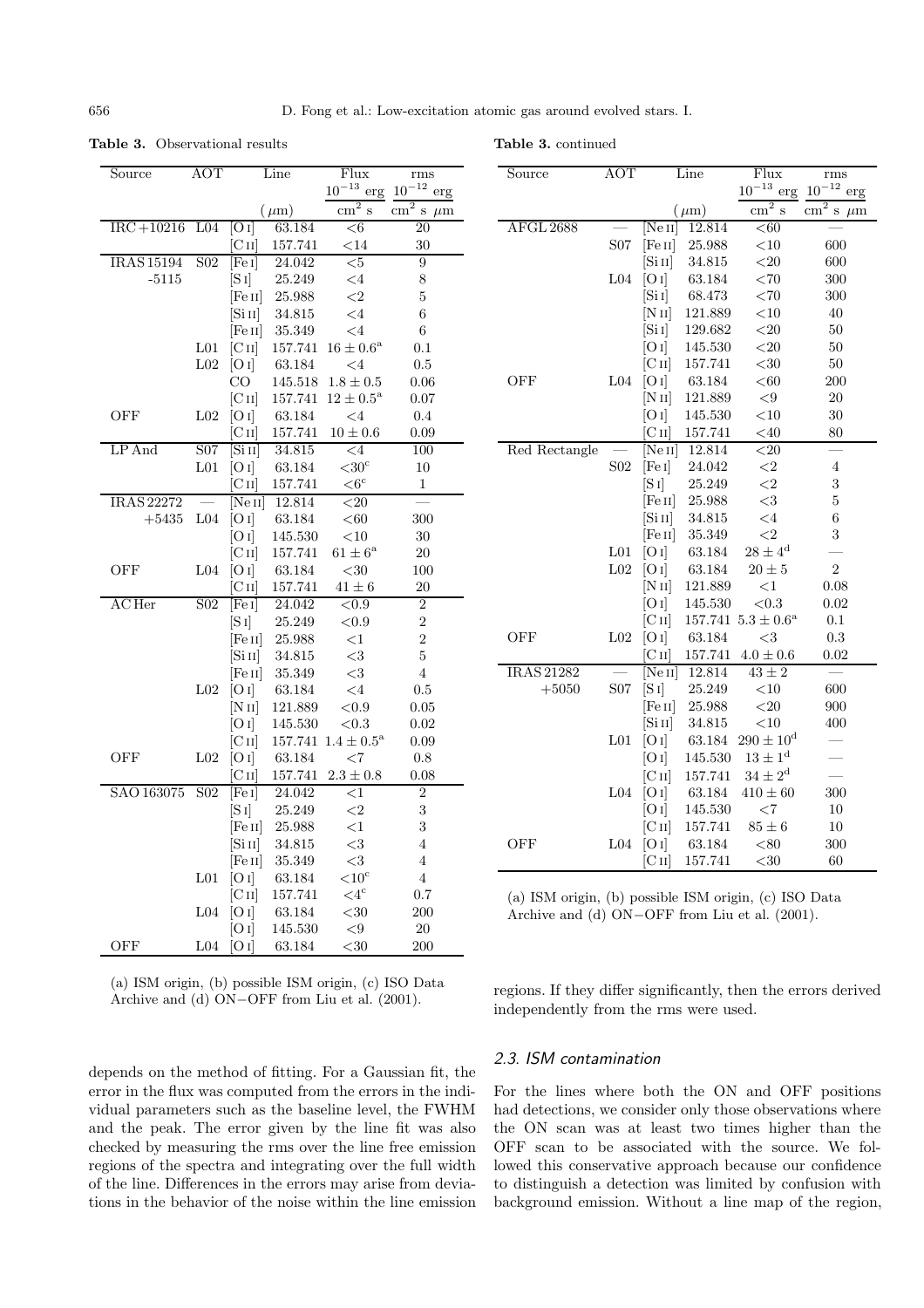**Table 3.** Observational results

| Source | AOT | Line | | Flux | rms |
|---|---|---|---|---|---|
| | | | | $10^{-13}$ erg | $10^{-12}$ erg |
| | | | ($\mu$m) | cm$^2$ s | cm$^2$ s $\mu$m |
| IRC +10216 | L04 | [O I] | 63.184 | <6 | 20 |
| | | [C II] | 157.741 | <14 | 30 |
| IRAS 15194 | S02 | [Fe I] | 24.042 | <5 | 9 |
| -5115 | | [S I] | 25.249 | <4 | 8 |
| | | [Fe II] | 25.988 | <2 | 5 |
| | | [Si II] | 34.815 | <4 | 6 |
| | | [Fe II] | 35.349 | <4 | 6 |
| | L01 | [C II] | 157.741 | $16 \pm 0.6$[a] | 0.1 |
| | L02 | [O I] | 63.184 | <4 | 0.5 |
| | | CO | 145.518 | $1.8 \pm 0.5$ | 0.06 |
| | | [C II] | 157.741 | $12 \pm 0.5$[a] | 0.07 |
| OFF | L02 | [O I] | 63.184 | <4 | 0.4 |
| | | [C II] | 157.741 | $10 \pm 0.6$ | 0.09 |
| LP And | S07 | [Si II] | 34.815 | <4 | 100 |
| | L01 | [O I] | 63.184 | <30[c] | 10 |
| | | [C II] | 157.741 | <6[c] | 1 |
| IRAS 22272 | — | [Ne II] | 12.814 | <20 | — |
| +5435 | L04 | [O I] | 63.184 | <60 | 300 |
| | | [O I] | 145.530 | <10 | 30 |
| | | [C II] | 157.741 | $61 \pm 6$[a] | 20 |
| OFF | L04 | [O I] | 63.184 | <30 | 100 |
| | | [C II] | 157.741 | $41 \pm 6$ | 20 |
| AC Her | S02 | [Fe I] | 24.042 | <0.9 | 2 |
| | | [S I] | 25.249 | <0.9 | 2 |
| | | [Fe II] | 25.988 | <1 | 2 |
| | | [Si II] | 34.815 | <3 | 5 |
| | | [Fe II] | 35.349 | <3 | 4 |
| | L02 | [O I] | 63.184 | <4 | 0.5 |
| | | [N II] | 121.889 | <0.9 | 0.05 |
| | | [O I] | 145.530 | <0.3 | 0.02 |
| | | [C II] | 157.741 | $1.4 \pm 0.5$[a] | 0.09 |
| OFF | L02 | [O I] | 63.184 | <7 | 0.8 |
| | | [C II] | 157.741 | $2.3 \pm 0.8$ | 0.08 |
| SAO 163075 | S02 | [Fe I] | 24.042 | <1 | 2 |
| | | [S I] | 25.249 | <2 | 3 |
| | | [Fe II] | 25.988 | <1 | 3 |
| | | [Si II] | 34.815 | <3 | 4 |
| | | [Fe II] | 35.349 | <3 | 4 |
| | L01 | [O I] | 63.184 | <10[c] | 4 |
| | | [C II] | 157.741 | <4[c] | 0.7 |
| | L04 | [O I] | 63.184 | <30 | 200 |
| | | [O I] | 145.530 | <9 | 20 |
| OFF | L04 | [O I] | 63.184 | <30 | 200 |

(a) ISM origin, (b) possible ISM origin, (c) ISO Data Archive and (d) ON−OFF from Liu et al. (2001).

**Table 3.** continued

| Source | AOT | Line | | Flux | rms |
|---|---|---|---|---|---|
| | | | | $10^{-13}$ erg | $10^{-12}$ erg |
| | | | ($\mu$m) | cm$^2$ s | cm$^2$ s $\mu$m |
| AFGL 2688 | — | [Ne II] | 12.814 | <60 | — |
| | S07 | [Fe II] | 25.988 | <10 | 600 |
| | | [Si II] | 34.815 | <20 | 600 |
| | L04 | [O I] | 63.184 | <70 | 300 |
| | | [Si I] | 68.473 | <70 | 300 |
| | | [N II] | 121.889 | <10 | 40 |
| | | [Si I] | 129.682 | <20 | 50 |
| | | [O I] | 145.530 | <20 | 50 |
| | | [C II] | 157.741 | <30 | 50 |
| OFF | L04 | [O I] | 63.184 | <60 | 200 |
| | | [N II] | 121.889 | <9 | 20 |
| | | [O I] | 145.530 | <10 | 30 |
| | | [C II] | 157.741 | <40 | 80 |
| Red Rectangle | — | [Ne II] | 12.814 | <20 | — |
| | S02 | [Fe I] | 24.042 | <2 | 4 |
| | | [S I] | 25.249 | <2 | 3 |
| | | [Fe II] | 25.988 | <3 | 5 |
| | | [Si II] | 34.815 | <4 | 6 |
| | | [Fe II] | 35.349 | <2 | 3 |
| | L01 | [O I] | 63.184 | $28 \pm 4$[d] | — |
| | L02 | [O I] | 63.184 | $20 \pm 5$ | 2 |
| | | [N II] | 121.889 | <1 | 0.08 |
| | | [O I] | 145.530 | <0.3 | 0.02 |
| | | [C II] | 157.741 | $5.3 \pm 0.6$[a] | 0.1 |
| OFF | L02 | [O I] | 63.184 | <3 | 0.3 |
| | | [C II] | 157.741 | $4.0 \pm 0.6$ | 0.02 |
| IRAS 21282 | — | [Ne II] | 12.814 | $43 \pm 2$ | — |
| +5050 | S07 | [S I] | 25.249 | <10 | 600 |
| | | [Fe II] | 25.988 | <20 | 900 |
| | | [Si II] | 34.815 | <10 | 400 |
| | L01 | [O I] | 63.184 | $290 \pm 10$[d] | — |
| | | [O I] | 145.530 | $13 \pm 1$[d] | — |
| | | [C II] | 157.741 | $34 \pm 2$[d] | — |
| | L04 | [O I] | 63.184 | $410 \pm 60$ | 300 |
| | | [O I] | 145.530 | <7 | 10 |
| | | [C II] | 157.741 | $85 \pm 6$ | 10 |
| OFF | L04 | [O I] | 63.184 | <80 | 300 |
| | | [C II] | 157.741 | <30 | 60 |

(a) ISM origin, (b) possible ISM origin, (c) ISO Data Archive and (d) ON−OFF from Liu et al. (2001).

depends on the method of fitting. For a Gaussian fit, the error in the flux was computed from the errors in the individual parameters such as the baseline level, the FWHM and the peak. The error given by the line fit was also checked by measuring the rms over the line free emission regions of the spectra and integrating over the full width of the line. Differences in the errors may arise from deviations in the behavior of the noise within the line emission regions. If they differ significantly, then the errors derived independently from the rms were used.

### 2.3. ISM contamination

For the lines where both the ON and OFF positions had detections, we consider only those observations where the ON scan was at least two times higher than the OFF scan to be associated with the source. We followed this conservative approach because our confidence to distinguish a detection was limited by confusion with background emission. Without a line map of the region,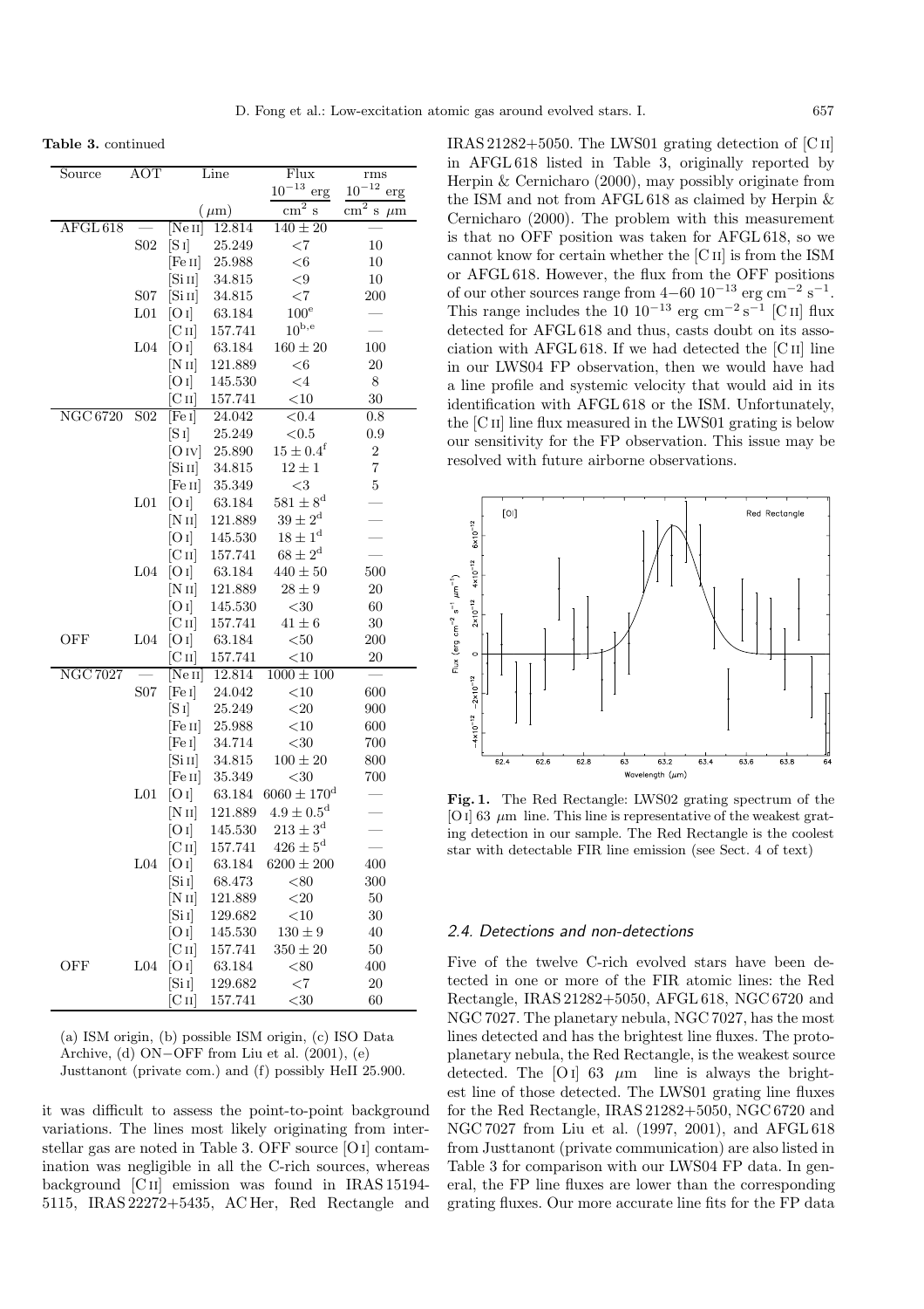**Table 3.** continued

| Source | AOT | Line | | Flux | rms |
|---|---|---|---|---|---|
| | | | | $10^{-13}$ erg | $10^{-12}$ erg |
| | | | ($\mu$m) | cm$^2$ s | cm$^2$ s $\mu$m |
| AFGL 618 | — | [Ne II] | 12.814 | $140 \pm 20$ | — |
| | S02 | [S I] | 25.249 | $<7$ | 10 |
| | | [Fe II] | 25.988 | $<6$ | 10 |
| | | [Si II] | 34.815 | $<9$ | 10 |
| | S07 | [Si II] | 34.815 | $<7$ | 200 |
| | L01 | [O I] | 63.184 | $100^{e}$ | — |
| | | [C II] | 157.741 | $10^{b,e}$ | — |
| | L04 | [O I] | 63.184 | $160 \pm 20$ | 100 |
| | | [N II] | 121.889 | $<6$ | 20 |
| | | [O I] | 145.530 | $<4$ | 8 |
| | | [C II] | 157.741 | $<10$ | 30 |
| NGC 6720 | S02 | [Fe I] | 24.042 | $<0.4$ | 0.8 |
| | | [S I] | 25.249 | $<0.5$ | 0.9 |
| | | [O IV] | 25.890 | $15 \pm 0.4^{f}$ | 2 |
| | | [Si II] | 34.815 | $12 \pm 1$ | 7 |
| | | [Fe II] | 35.349 | $<3$ | 5 |
| | L01 | [O I] | 63.184 | $581 \pm 8^{d}$ | — |
| | | [N II] | 121.889 | $39 \pm 2^{d}$ | — |
| | | [O I] | 145.530 | $18 \pm 1^{d}$ | — |
| | | [C II] | 157.741 | $68 \pm 2^{d}$ | — |
| | L04 | [O I] | 63.184 | $440 \pm 50$ | 500 |
| | | [N II] | 121.889 | $28 \pm 9$ | 20 |
| | | [O I] | 145.530 | $<30$ | 60 |
| | | [C II] | 157.741 | $41 \pm 6$ | 30 |
| OFF | L04 | [O I] | 63.184 | $<50$ | 200 |
| | | [C II] | 157.741 | $<10$ | 20 |
| NGC 7027 | — | [Ne II] | 12.814 | $1000 \pm 100$ | — |
| | S07 | [Fe I] | 24.042 | $<10$ | 600 |
| | | [S I] | 25.249 | $<20$ | 900 |
| | | [Fe II] | 25.988 | $<10$ | 600 |
| | | [Fe I] | 34.714 | $<30$ | 700 |
| | | [Si II] | 34.815 | $100 \pm 20$ | 800 |
| | | [Fe II] | 35.349 | $<30$ | 700 |
| | L01 | [O I] | 63.184 | $6060 \pm 170^{d}$ | — |
| | | [N II] | 121.889 | $4.9 \pm 0.5^{d}$ | — |
| | | [O I] | 145.530 | $213 \pm 3^{d}$ | — |
| | | [C II] | 157.741 | $426 \pm 5^{d}$ | — |
| | L04 | [O I] | 63.184 | $6200 \pm 200$ | 400 |
| | | [Si I] | 68.473 | $<80$ | 300 |
| | | [N II] | 121.889 | $<20$ | 50 |
| | | [Si I] | 129.682 | $<10$ | 30 |
| | | [O I] | 145.530 | $130 \pm 9$ | 40 |
| | | [C II] | 157.741 | $350 \pm 20$ | 50 |
| OFF | L04 | [O I] | 63.184 | $<80$ | 400 |
| | | [Si I] | 129.682 | $<7$ | 20 |
| | | [C II] | 157.741 | $<30$ | 60 |

(a) ISM origin, (b) possible ISM origin, (c) ISO Data Archive, (d) ON−OFF from Liu et al. (2001), (e) Justtanont (private com.) and (f) possibly HeII 25.900.

it was difficult to assess the point-to-point background variations. The lines most likely originating from interstellar gas are noted in Table 3. OFF source [O I] contamination was negligible in all the C-rich sources, whereas background [C II] emission was found in IRAS 15194-5115, IRAS 22272+5435, AC Her, Red Rectangle and IRAS 21282+5050. The LWS01 grating detection of [C II] in AFGL 618 listed in Table 3, originally reported by Herpin & Cernicharo (2000), may possibly originate from the ISM and not from AFGL 618 as claimed by Herpin & Cernicharo (2000). The problem with this measurement is that no OFF position was taken for AFGL 618, so we cannot know for certain whether the [C II] is from the ISM or AFGL 618. However, the flux from the OFF positions of our other sources range from 4−60 $10^{-13}$ erg cm$^{-2}$ s$^{-1}$. This range includes the 10 $10^{-13}$ erg cm$^{-2}$ s$^{-1}$ [C II] flux detected for AFGL 618 and thus, casts doubt on its association with AFGL 618. If we had detected the [C II] line in our LWS04 FP observation, then we would have had a line profile and systemic velocity that would aid in its identification with AFGL 618 or the ISM. Unfortunately, the [C II] line flux measured in the LWS01 grating is below our sensitivity for the FP observation. This issue may be resolved with future airborne observations.

**Fig. 1.** The Red Rectangle: LWS02 grating spectrum of the [O I] 63 $\mu$m line. This line is representative of the weakest grating detection in our sample. The Red Rectangle is the coolest star with detectable FIR line emission (see Sect. 4 of text)

### 2.4. Detections and non-detections

Five of the twelve C-rich evolved stars have been detected in one or more of the FIR atomic lines: the Red Rectangle, IRAS 21282+5050, AFGL 618, NGC 6720 and NGC 7027. The planetary nebula, NGC 7027, has the most lines detected and has the brightest line fluxes. The protoplanetary nebula, the Red Rectangle, is the weakest source detected. The [O I] 63 $\mu$m line is always the brightest line of those detected. The LWS01 grating line fluxes for the Red Rectangle, IRAS 21282+5050, NGC 6720 and NGC 7027 from Liu et al. (1997, 2001), and AFGL 618 from Justtanont (private communication) are also listed in Table 3 for comparison with our LWS04 FP data. In general, the FP line fluxes are lower than the corresponding grating fluxes. Our more accurate line fits for the FP data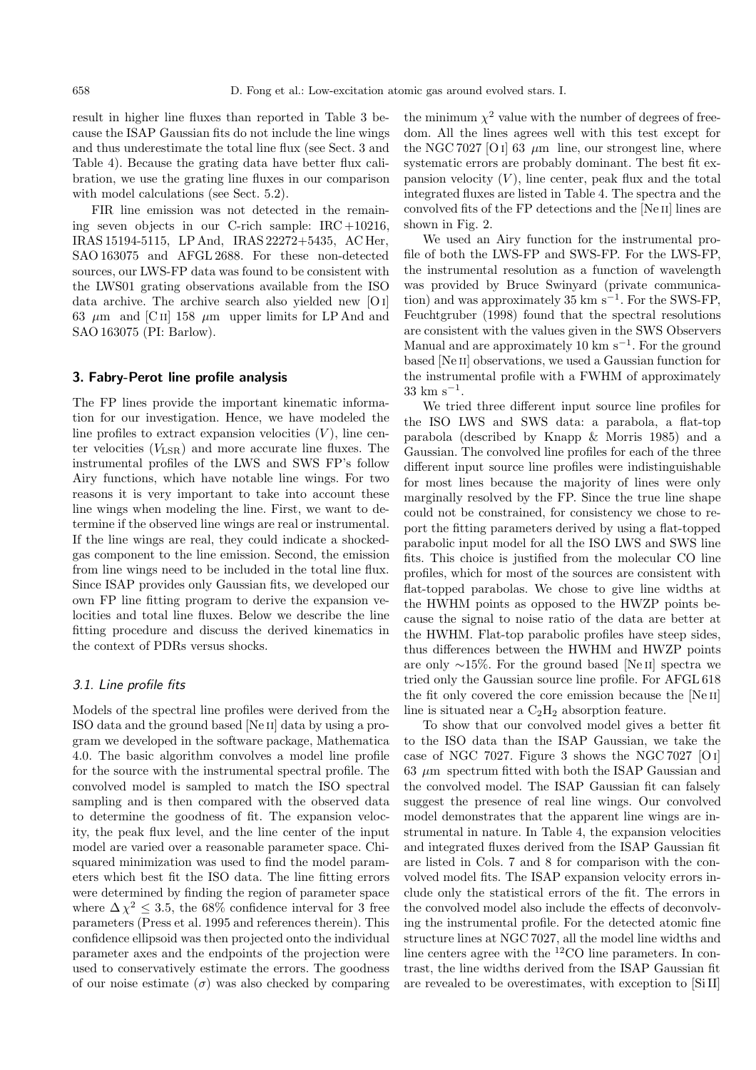result in higher line fluxes than reported in Table 3 because the ISAP Gaussian fits do not include the line wings and thus underestimate the total line flux (see Sect. 3 and Table 4). Because the grating data have better flux calibration, we use the grating line fluxes in our comparison with model calculations (see Sect. 5.2).

FIR line emission was not detected in the remaining seven objects in our C-rich sample: IRC +10216, IRAS 15194-5115, LP And, IRAS 22272+5435, AC Her, SAO 163075 and AFGL 2688. For these non-detected sources, our LWS-FP data was found to be consistent with the LWS01 grating observations available from the ISO data archive. The archive search also yielded new [O I] 63 $\mu$m and [C II] 158 $\mu$m upper limits for LP And and SAO 163075 (PI: Barlow).

## 3. Fabry-Perot line profile analysis

The FP lines provide the important kinematic information for our investigation. Hence, we have modeled the line profiles to extract expansion velocities ($V$), line center velocities ($V_{\rm LSR}$) and more accurate line fluxes. The instrumental profiles of the LWS and SWS FP's follow Airy functions, which have notable line wings. For two reasons it is very important to take into account these line wings when modeling the line. First, we want to determine if the observed line wings are real or instrumental. If the line wings are real, they could indicate a shocked-gas component to the line emission. Second, the emission from line wings need to be included in the total line flux. Since ISAP provides only Gaussian fits, we developed our own FP line fitting program to derive the expansion velocities and total line fluxes. Below we describe the line fitting procedure and discuss the derived kinematics in the context of PDRs versus shocks.

### 3.1. Line profile fits

Models of the spectral line profiles were derived from the ISO data and the ground based [Ne II] data by using a program we developed in the software package, Mathematica 4.0. The basic algorithm convolves a model line profile for the source with the instrumental spectral profile. The convolved model is sampled to match the ISO spectral sampling and is then compared with the observed data to determine the goodness of fit. The expansion velocity, the peak flux level, and the line center of the input model are varied over a reasonable parameter space. Chi-squared minimization was used to find the model parameters which best fit the ISO data. The line fitting errors were determined by finding the region of parameter space where $\Delta\chi^2 \leq 3.5$, the 68% confidence interval for 3 free parameters (Press et al. 1995 and references therein). This confidence ellipsoid was then projected onto the individual parameter axes and the endpoints of the projection were used to conservatively estimate the errors. The goodness of our noise estimate ($\sigma$) was also checked by comparing the minimum $\chi^2$ value with the number of degrees of freedom. All the lines agrees well with this test except for the NGC 7027 [O I] 63 $\mu$m line, our strongest line, where systematic errors are probably dominant. The best fit expansion velocity ($V$), line center, peak flux and the total integrated fluxes are listed in Table 4. The spectra and the convolved fits of the FP detections and the [Ne II] lines are shown in Fig. 2.

We used an Airy function for the instrumental profile of both the LWS-FP and SWS-FP. For the LWS-FP, the instrumental resolution as a function of wavelength was provided by Bruce Swinyard (private communication) and was approximately 35 km s$^{-1}$. For the SWS-FP, Feuchtgruber (1998) found that the spectral resolutions are consistent with the values given in the SWS Observers Manual and are approximately 10 km s$^{-1}$. For the ground based [Ne II] observations, we used a Gaussian function for the instrumental profile with a FWHM of approximately 33 km s$^{-1}$.

We tried three different input source line profiles for the ISO LWS and SWS data: a parabola, a flat-top parabola (described by Knapp & Morris 1985) and a Gaussian. The convolved line profiles for each of the three different input source line profiles were indistinguishable for most lines because the majority of lines were only marginally resolved by the FP. Since the true line shape could not be constrained, for consistency we chose to report the fitting parameters derived by using a flat-topped parabolic input model for all the ISO LWS and SWS line fits. This choice is justified from the molecular CO line profiles, which for most of the sources are consistent with flat-topped parabolas. We chose to give line widths at the HWHM points as opposed to the HWZP points because the signal to noise ratio of the data are better at the HWHM. Flat-top parabolic profiles have steep sides, thus differences between the HWHM and HWZP points are only ∼15%. For the ground based [Ne II] spectra we tried only the Gaussian source line profile. For AFGL 618 the fit only covered the core emission because the [Ne II] line is situated near a $C_2H_2$ absorption feature.

To show that our convolved model gives a better fit to the ISO data than the ISAP Gaussian, we take the case of NGC 7027. Figure 3 shows the NGC 7027 [O I] 63 $\mu$m spectrum fitted with both the ISAP Gaussian and the convolved model. The ISAP Gaussian fit can falsely suggest the presence of real line wings. Our convolved model demonstrates that the apparent line wings are instrumental in nature. In Table 4, the expansion velocities and integrated fluxes derived from the ISAP Gaussian fit are listed in Cols. 7 and 8 for comparison with the convolved model fits. The ISAP expansion velocity errors include only the statistical errors of the fit. The errors in the convolved model also include the effects of deconvolving the instrumental profile. For the detected atomic fine structure lines at NGC 7027, all the model line widths and line centers agree with the $^{12}$CO line parameters. In contrast, the line widths derived from the ISAP Gaussian fit are revealed to be overestimates, with exception to [Si II]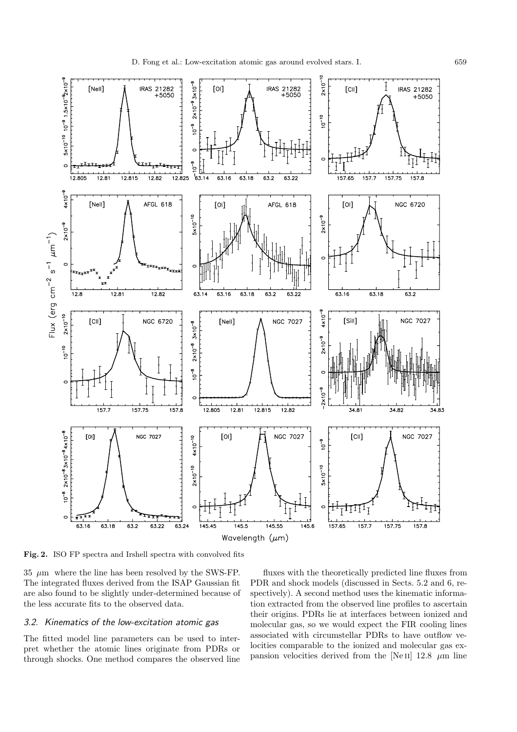**Fig. 2.** ISO FP spectra and Irshell spectra with convolved fits

35 μm where the line has been resolved by the SWS-FP. The integrated fluxes derived from the ISAP Gaussian fit are also found to be slightly under-determined because of the less accurate fits to the observed data.

### 3.2. Kinematics of the low-excitation atomic gas

The fitted model line parameters can be used to interpret whether the atomic lines originate from PDRs or through shocks. One method compares the observed line fluxes with the theoretically predicted line fluxes from PDR and shock models (discussed in Sects. 5.2 and 6, respectively). A second method uses the kinematic information extracted from the observed line profiles to ascertain their origins. PDRs lie at interfaces between ionized and molecular gas, so we would expect the FIR cooling lines associated with circumstellar PDRs to have outflow velocities comparable to the ionized and molecular gas expansion velocities derived from the [Ne II] 12.8 μm line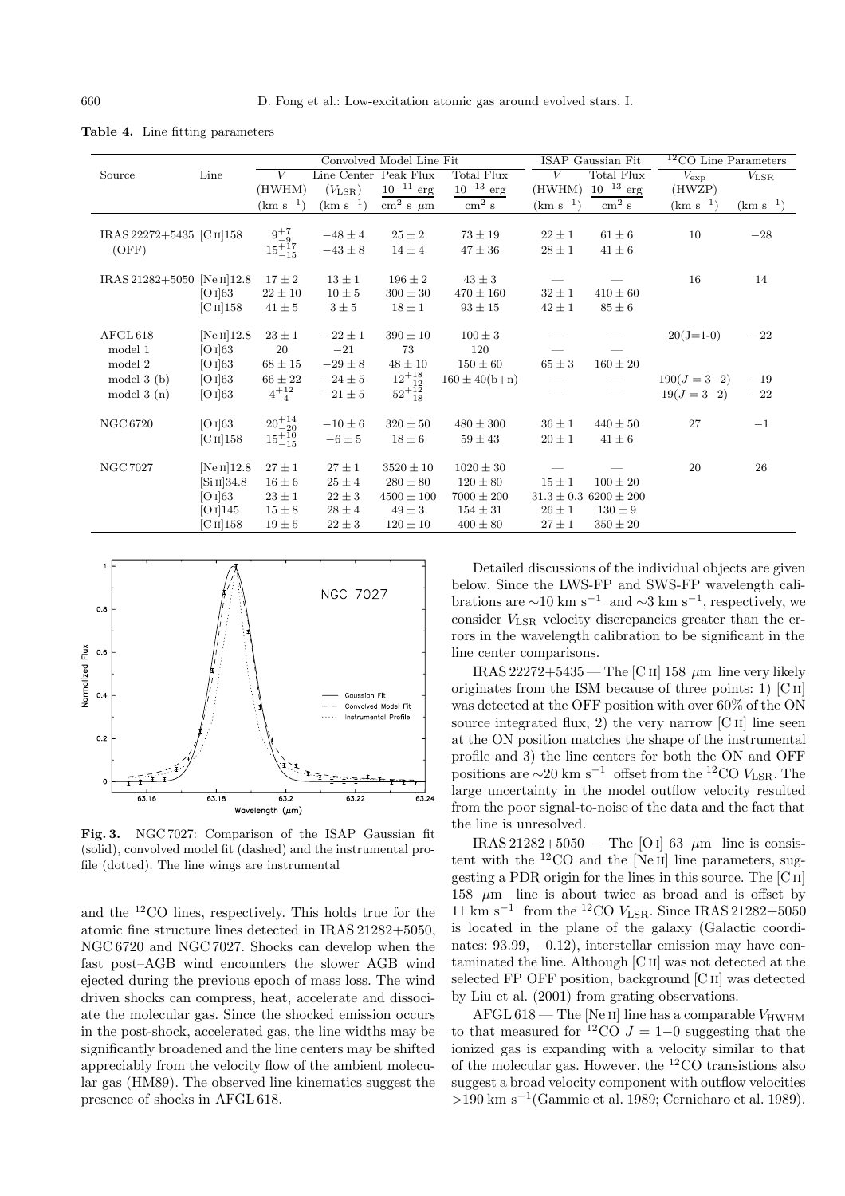**Table 4.** Line fitting parameters

| Source | Line | Convolved Model Line Fit | | | | ISAP Gaussian Fit | | $^{12}$CO Line Parameters | |
|---|---|---|---|---|---|---|---|---|---|
| | | $V$ (HWHM) (km s$^{-1}$) | Line Center ($V_{LSR}$) (km s$^{-1}$) | Peak Flux $10^{-11}$ erg / cm$^2$ s $\mu$m | Total Flux $10^{-13}$ erg / cm$^2$ s | $V$ (HWHM) (km s$^{-1}$) | Total Flux $10^{-13}$ erg / cm$^2$ s | $V_{exp}$ (HWZP) (km s$^{-1}$) | $V_{LSR}$ (km s$^{-1}$) |
| IRAS 22272+5435 | [C II]158 | $9^{+7}_{-9}$ | $-48 \pm 4$ | $25 \pm 2$ | $73 \pm 19$ | $22 \pm 1$ | $61 \pm 6$ | 10 | $-28$ |
| (OFF) | | $15^{+17}_{-15}$ | $-43 \pm 8$ | $14 \pm 4$ | $47 \pm 36$ | $28 \pm 1$ | $41 \pm 6$ | | |
| IRAS 21282+5050 | [Ne II]12.8 | $17 \pm 2$ | $13 \pm 1$ | $196 \pm 2$ | $43 \pm 3$ | — | — | 16 | 14 |
| | [O I]63 | $22 \pm 10$ | $10 \pm 5$ | $300 \pm 30$ | $470 \pm 160$ | $32 \pm 1$ | $410 \pm 60$ | | |
| | [C II]158 | $41 \pm 5$ | $3 \pm 5$ | $18 \pm 1$ | $93 \pm 15$ | $42 \pm 1$ | $85 \pm 6$ | | |
| AFGL 618 | [Ne II]12.8 | $23 \pm 1$ | $-22 \pm 1$ | $390 \pm 10$ | $100 \pm 3$ | — | — | 20(J=1-0) | $-22$ |
| model 1 | [O I]63 | 20 | $-21$ | 73 | 120 | — | — | | |
| model 2 | [O I]63 | $68 \pm 15$ | $-29 \pm 8$ | $48 \pm 10$ | $150 \pm 60$ | $65 \pm 3$ | $160 \pm 20$ | | |
| model 3 (b) | [O I]63 | $66 \pm 22$ | $-24 \pm 5$ | $12^{+18}_{-12}$ | $160 \pm 40$(b+n) | — | — | 190($J=3-2$) | $-19$ |
| model 3 (n) | [O I]63 | $4^{+12}_{-4}$ | $-21 \pm 5$ | $52^{+12}_{-18}$ | | — | — | 19($J=3-2$) | $-22$ |
| NGC 6720 | [O I]63 | $20^{+14}_{-20}$ | $-10 \pm 6$ | $320 \pm 50$ | $480 \pm 300$ | $36 \pm 1$ | $440 \pm 50$ | 27 | $-1$ |
| | [C II]158 | $15^{+10}_{-15}$ | $-6 \pm 5$ | $18 \pm 6$ | $59 \pm 43$ | $20 \pm 1$ | $41 \pm 6$ | | |
| NGC 7027 | [Ne II]12.8 | $27 \pm 1$ | $27 \pm 1$ | $3520 \pm 10$ | $1020 \pm 30$ | — | — | 20 | 26 |
| | [Si II]34.8 | $16 \pm 6$ | $25 \pm 4$ | $280 \pm 80$ | $120 \pm 80$ | $15 \pm 1$ | $100 \pm 20$ | | |
| | [O I]63 | $23 \pm 1$ | $22 \pm 3$ | $4500 \pm 100$ | $7000 \pm 200$ | $31.3 \pm 0.3$ | $6200 \pm 200$ | | |
| | [O I]145 | $15 \pm 8$ | $28 \pm 4$ | $49 \pm 3$ | $154 \pm 31$ | $26 \pm 1$ | $130 \pm 9$ | | |
| | [C II]158 | $19 \pm 5$ | $22 \pm 3$ | $120 \pm 10$ | $400 \pm 80$ | $27 \pm 1$ | $350 \pm 20$ | | |

**Fig. 3.** NGC 7027: Comparison of the ISAP Gaussian fit (solid), convolved model fit (dashed) and the instrumental profile (dotted). The line wings are instrumental

and the $^{12}$CO lines, respectively. This holds true for the atomic fine structure lines detected in IRAS 21282+5050, NGC 6720 and NGC 7027. Shocks can develop when the fast post–AGB wind encounters the slower AGB wind ejected during the previous epoch of mass loss. The wind driven shocks can compress, heat, accelerate and dissociate the molecular gas. Since the shocked emission occurs in the post-shock, accelerated gas, the line widths may be significantly broadened and the line centers may be shifted appreciably from the velocity flow of the ambient molecular gas (HM89). The observed line kinematics suggest the presence of shocks in AFGL 618.

Detailed discussions of the individual objects are given below. Since the LWS-FP and SWS-FP wavelength calibrations are ∼10 km s$^{-1}$ and ∼3 km s$^{-1}$, respectively, we consider $V_{LSR}$ velocity discrepancies greater than the errors in the wavelength calibration to be significant in the line center comparisons.

IRAS 22272+5435 — The [C II] 158 $\mu$m line very likely originates from the ISM because of three points: 1) [C II] was detected at the OFF position with over 60% of the ON source integrated flux, 2) the very narrow [C II] line seen at the ON position matches the shape of the instrumental profile and 3) the line centers for both the ON and OFF positions are ∼20 km s$^{-1}$ offset from the $^{12}$CO $V_{LSR}$. The large uncertainty in the model outflow velocity resulted from the poor signal-to-noise of the data and the fact that the line is unresolved.

IRAS 21282+5050 — The [O I] 63 $\mu$m line is consistent with the $^{12}$CO and the [Ne II] line parameters, suggesting a PDR origin for the lines in this source. The [C II] 158 $\mu$m line is about twice as broad and is offset by 11 km s$^{-1}$ from the $^{12}$CO $V_{LSR}$. Since IRAS 21282+5050 is located in the plane of the galaxy (Galactic coordinates: 93.99, −0.12), interstellar emission may have contaminated the line. Although [C II] was not detected at the selected FP OFF position, background [C II] was detected by Liu et al. (2001) from grating observations.

AFGL 618 — The [Ne II] line has a comparable $V_{HWHM}$ to that measured for $^{12}$CO $J = 1$−0 suggesting that the ionized gas is expanding with a velocity similar to that of the molecular gas. However, the $^{12}$CO transistions also suggest a broad velocity component with outflow velocities >190 km s$^{-1}$(Gammie et al. 1989; Cernicharo et al. 1989).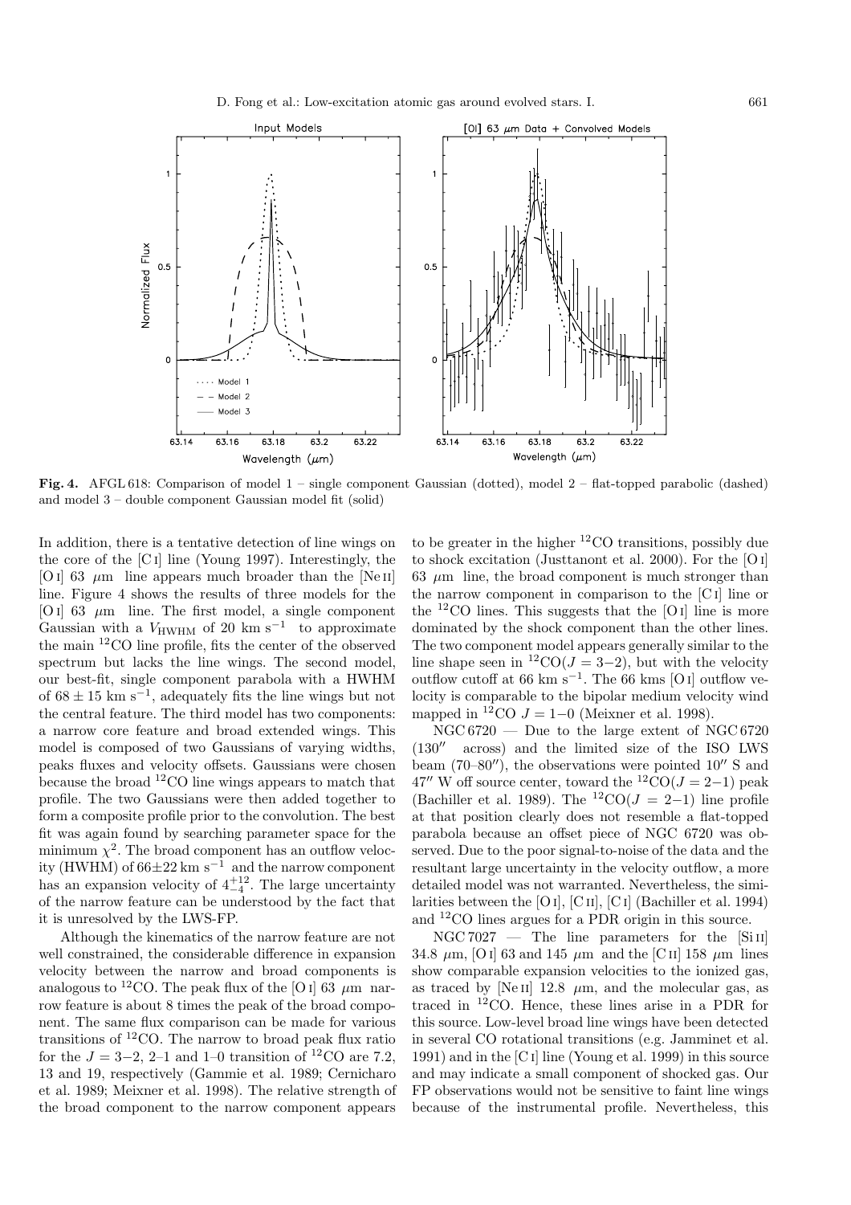**Fig. 4.** AFGL 618: Comparison of model 1 – single component Gaussian (dotted), model 2 – flat-topped parabolic (dashed) and model 3 – double component Gaussian model fit (solid)

In addition, there is a tentative detection of line wings on the core of the [C I] line (Young 1997). Interestingly, the [O I] 63 $\mu$m line appears much broader than the [Ne II] line. Figure 4 shows the results of three models for the [O I] 63 $\mu$m line. The first model, a single component Gaussian with a $V_{\rm HWHM}$ of 20 km s$^{-1}$ to approximate the main $^{12}$CO line profile, fits the center of the observed spectrum but lacks the line wings. The second model, our best-fit, single component parabola with a HWHM of $68 \pm 15$ km s$^{-1}$, adequately fits the line wings but not the central feature. The third model has two components: a narrow core feature and broad extended wings. This model is composed of two Gaussians of varying widths, peaks fluxes and velocity offsets. Gaussians were chosen because the broad $^{12}$CO line wings appears to match that profile. The two Gaussians were then added together to form a composite profile prior to the convolution. The best fit was again found by searching parameter space for the minimum $\chi^2$. The broad component has an outflow velocity (HWHM) of $66{\pm}22$ km s$^{-1}$ and the narrow component has an expansion velocity of $4^{+12}_{-4}$. The large uncertainty of the narrow feature can be understood by the fact that it is unresolved by the LWS-FP.

Although the kinematics of the narrow feature are not well constrained, the considerable difference in expansion velocity between the narrow and broad components is analogous to $^{12}$CO. The peak flux of the [O I] 63 $\mu$m narrow feature is about 8 times the peak of the broad component. The same flux comparison can be made for various transitions of $^{12}$CO. The narrow to broad peak flux ratio for the $J = 3$–2, 2–1 and 1–0 transition of $^{12}$CO are 7.2, 13 and 19, respectively (Gammie et al. 1989; Cernicharo et al. 1989; Meixner et al. 1998). The relative strength of the broad component to the narrow component appears to be greater in the higher $^{12}$CO transitions, possibly due to shock excitation (Justtanont et al. 2000). For the [O I] 63 $\mu$m line, the broad component is much stronger than the narrow component in comparison to the [C I] line or the $^{12}$CO lines. This suggests that the [O I] line is more dominated by the shock component than the other lines. The two component model appears generally similar to the line shape seen in $^{12}$CO($J = 3$–2), but with the velocity outflow cutoff at 66 km s$^{-1}$. The 66 kms [O I] outflow velocity is comparable to the bipolar medium velocity wind mapped in $^{12}$CO $J = 1$–0 (Meixner et al. 1998).

NGC 6720 — Due to the large extent of NGC 6720 (130$''$ across) and the limited size of the ISO LWS beam (70–80$''$), the observations were pointed 10$''$ S and 47$''$ W off source center, toward the $^{12}$CO($J = 2$–1) peak (Bachiller et al. 1989). The $^{12}$CO($J = 2$–1) line profile at that position clearly does not resemble a flat-topped parabola because an offset piece of NGC 6720 was observed. Due to the poor signal-to-noise of the data and the resultant large uncertainty in the velocity outflow, a more detailed model was not warranted. Nevertheless, the similarities between the [O I], [C II], [C I] (Bachiller et al. 1994) and $^{12}$CO lines argues for a PDR origin in this source.

NGC 7027 — The line parameters for the [Si II] 34.8 $\mu$m, [O I] 63 and 145 $\mu$m and the [C II] 158 $\mu$m lines show comparable expansion velocities to the ionized gas, as traced by [Ne II] 12.8 $\mu$m, and the molecular gas, as traced in $^{12}$CO. Hence, these lines arise in a PDR for this source. Low-level broad line wings have been detected in several CO rotational transitions (e.g. Jamminet et al. 1991) and in the [C I] line (Young et al. 1999) in this source and may indicate a small component of shocked gas. Our FP observations would not be sensitive to faint line wings because of the instrumental profile. Nevertheless, this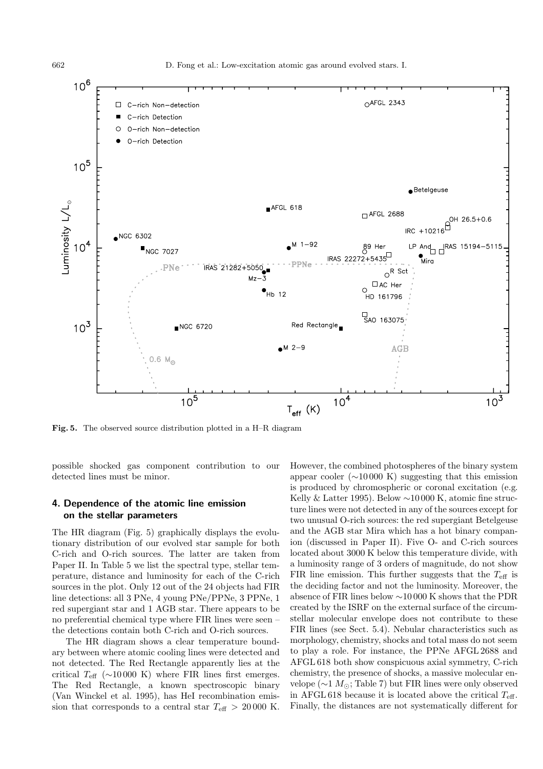**Fig. 5.** The observed source distribution plotted in a H–R diagram

possible shocked gas component contribution to our detected lines must be minor.

## 4. Dependence of the atomic line emission on the stellar parameters

The HR diagram (Fig. 5) graphically displays the evolutionary distribution of our evolved star sample for both C-rich and O-rich sources. The latter are taken from Paper II. In Table 5 we list the spectral type, stellar temperature, distance and luminosity for each of the C-rich sources in the plot. Only 12 out of the 24 objects had FIR line detections: all 3 PNe, 4 young PNe/PPNe, 3 PPNe, 1 red supergiant star and 1 AGB star. There appears to be no preferential chemical type where FIR lines were seen – the detections contain both C-rich and O-rich sources.

The HR diagram shows a clear temperature boundary between where atomic cooling lines were detected and not detected. The Red Rectangle apparently lies at the critical $T_{\rm eff}$ ($\sim$10 000 K) where FIR lines first emerges. The Red Rectangle, a known spectroscopic binary (Van Winckel et al. 1995), has HeI recombination emission that corresponds to a central star $T_{\rm eff} > 20\,000$ K. However, the combined photospheres of the binary system appear cooler ($\sim$10 000 K) suggesting that this emission is produced by chromospheric or coronal excitation (e.g. Kelly & Latter 1995). Below $\sim$10 000 K, atomic fine structure lines were not detected in any of the sources except for two unusual O-rich sources: the red supergiant Betelgeuse and the AGB star Mira which has a hot binary companion (discussed in Paper II). Five O- and C-rich sources located about 3000 K below this temperature divide, with a luminosity range of 3 orders of magnitude, do not show FIR line emission. This further suggests that the $T_{\rm eff}$ is the deciding factor and not the luminosity. Moreover, the absence of FIR lines below $\sim$10 000 K shows that the PDR created by the ISRF on the external surface of the circumstellar molecular envelope does not contribute to these FIR lines (see Sect. 5.4). Nebular characteristics such as morphology, chemistry, shocks and total mass do not seem to play a role. For instance, the PPNe AFGL 2688 and AFGL 618 both show conspicuous axial symmetry, C-rich chemistry, the presence of shocks, a massive molecular envelope ($\sim$1 $M_{\odot}$; Table 7) but FIR lines were only observed in AFGL 618 because it is located above the critical $T_{\rm eff}$. Finally, the distances are not systematically different for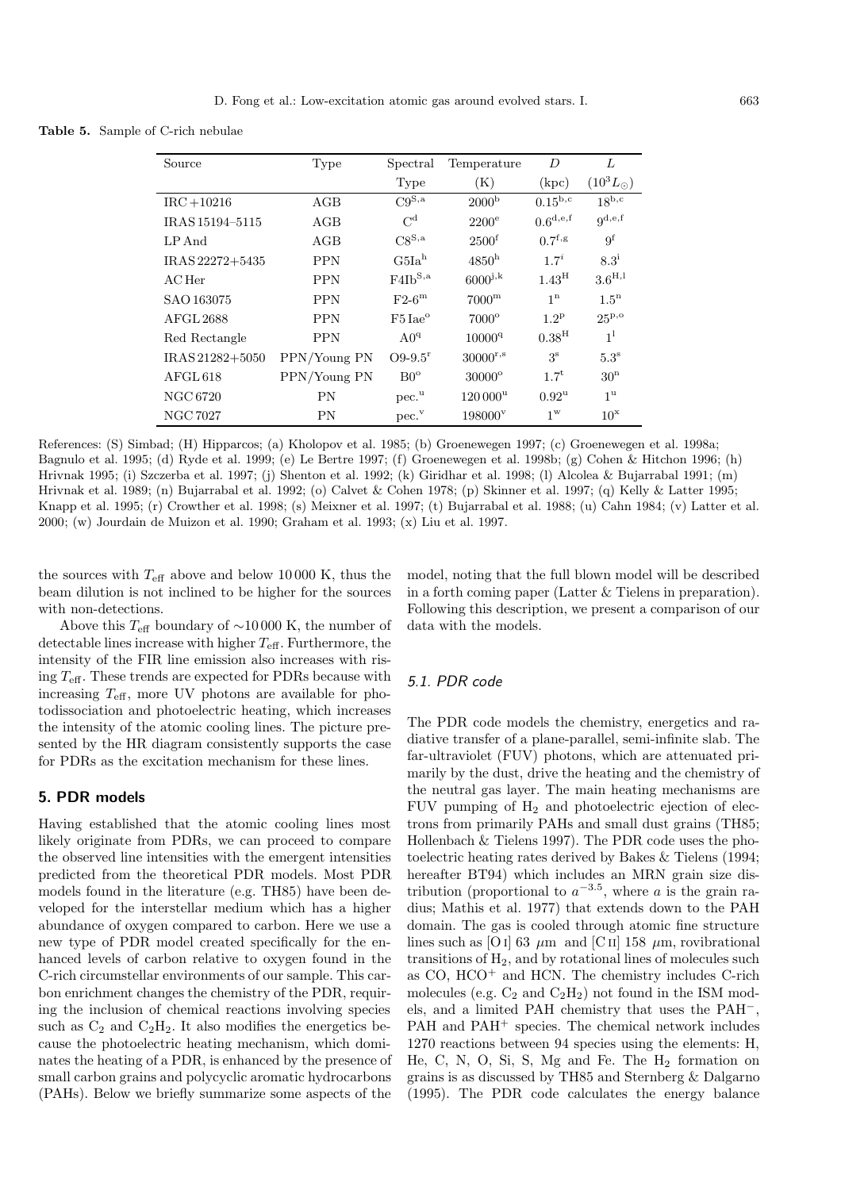**Table 5.** Sample of C-rich nebulae

| Source | Type | Spectral Type | Temperature (K) | $D$ (kpc) | $L$ ($10^3 L_\odot$) |
|---|---|---|---|---|---|
| IRC +10216 | AGB | C9[S,a] | 2000[b] | 0.15[b,c] | 18[b,c] |
| IRAS 15194–5115 | AGB | C[d] | 2200[e] | 0.6[d,e,f] | 9[d,e,f] |
| LP And | AGB | C8[S,a] | 2500[f] | 0.7[f,g] | 9[f] |
| IRAS 22272+5435 | PPN | G5Ia[h] | 4850[h] | 1.7[i] | 8.3[i] |
| AC Her | PPN | F4Ib[S,a] | 6000[j,k] | 1.43[H] | 3.6[H,l] |
| SAO 163075 | PPN | F2-6[m] | 7000[m] | 1[n] | 1.5[n] |
| AFGL 2688 | PPN | F5 Iae[o] | 7000[o] | 1.2[p] | 25[p,o] |
| Red Rectangle | PPN | A0[q] | 10000[q] | 0.38[H] | 1[l] |
| IRAS 21282+5050 | PPN/Young PN | O9-9.5[r] | 30000[r,s] | 3[s] | 5.3[s] |
| AFGL 618 | PPN/Young PN | B0[o] | 30000[o] | 1.7[t] | 30[n] |
| NGC 6720 | PN | pec.[u] | 120 000[u] | 0.92[u] | 1[u] |
| NGC 7027 | PN | pec.[v] | 198000[v] | 1[w] | 10[x] |

References: (S) Simbad; (H) Hipparcos; (a) Kholopov et al. 1985; (b) Groenewegen 1997; (c) Groenewegen et al. 1998a; Bagnulo et al. 1995; (d) Ryde et al. 1999; (e) Le Bertre 1997; (f) Groenewegen et al. 1998b; (g) Cohen & Hitchon 1996; (h) Hrivnak 1995; (i) Szczerba et al. 1997; (j) Shenton et al. 1992; (k) Giridhar et al. 1998; (l) Alcolea & Bujarrabal 1991; (m) Hrivnak et al. 1989; (n) Bujarrabal et al. 1992; (o) Calvet & Cohen 1978; (p) Skinner et al. 1997; (q) Kelly & Latter 1995; Knapp et al. 1995; (r) Crowther et al. 1998; (s) Meixner et al. 1997; (t) Bujarrabal et al. 1988; (u) Cahn 1984; (v) Latter et al. 2000; (w) Jourdain de Muizon et al. 1990; Graham et al. 1993; (x) Liu et al. 1997.

the sources with $T_{\rm eff}$ above and below 10 000 K, thus the beam dilution is not inclined to be higher for the sources with non-detections.

Above this $T_{\rm eff}$ boundary of $\sim$10 000 K, the number of detectable lines increase with higher $T_{\rm eff}$. Furthermore, the intensity of the FIR line emission also increases with rising $T_{\rm eff}$. These trends are expected for PDRs because with increasing $T_{\rm eff}$, more UV photons are available for photodissociation and photoelectric heating, which increases the intensity of the atomic cooling lines. The picture presented by the HR diagram consistently supports the case for PDRs as the excitation mechanism for these lines.

## 5. PDR models

Having established that the atomic cooling lines most likely originate from PDRs, we can proceed to compare the observed line intensities with the emergent intensities predicted from the theoretical PDR models. Most PDR models found in the literature (e.g. TH85) have been developed for the interstellar medium which has a higher abundance of oxygen compared to carbon. Here we use a new type of PDR model created specifically for the enhanced levels of carbon relative to oxygen found in the C-rich circumstellar environments of our sample. This carbon enrichment changes the chemistry of the PDR, requiring the inclusion of chemical reactions involving species such as $C_2$ and $C_2H_2$. It also modifies the energetics because the photoelectric heating mechanism, which dominates the heating of a PDR, is enhanced by the presence of small carbon grains and polycyclic aromatic hydrocarbons (PAHs). Below we briefly summarize some aspects of the model, noting that the full blown model will be described in a forth coming paper (Latter & Tielens in preparation). Following this description, we present a comparison of our data with the models.

### 5.1. PDR code

The PDR code models the chemistry, energetics and radiative transfer of a plane-parallel, semi-infinite slab. The far-ultraviolet (FUV) photons, which are attenuated primarily by the dust, drive the heating and the chemistry of the neutral gas layer. The main heating mechanisms are FUV pumping of $H_2$ and photoelectric ejection of electrons from primarily PAHs and small dust grains (TH85; Hollenbach & Tielens 1997). The PDR code uses the photoelectric heating rates derived by Bakes & Tielens (1994; hereafter BT94) which includes an MRN grain size distribution (proportional to $a^{-3.5}$, where $a$ is the grain radius; Mathis et al. 1977) that extends down to the PAH domain. The gas is cooled through atomic fine structure lines such as [O I] 63 $\mu$m and [C II] 158 $\mu$m, rovibrational transitions of $H_2$, and by rotational lines of molecules such as CO, $HCO^+$ and HCN. The chemistry includes C-rich molecules (e.g. $C_2$ and $C_2H_2$) not found in the ISM models, and a limited PAH chemistry that uses the $PAH^-$, PAH and $PAH^+$ species. The chemical network includes 1270 reactions between 94 species using the elements: H, He, C, N, O, Si, S, Mg and Fe. The $H_2$ formation on grains is as discussed by TH85 and Sternberg & Dalgarno (1995). The PDR code calculates the energy balance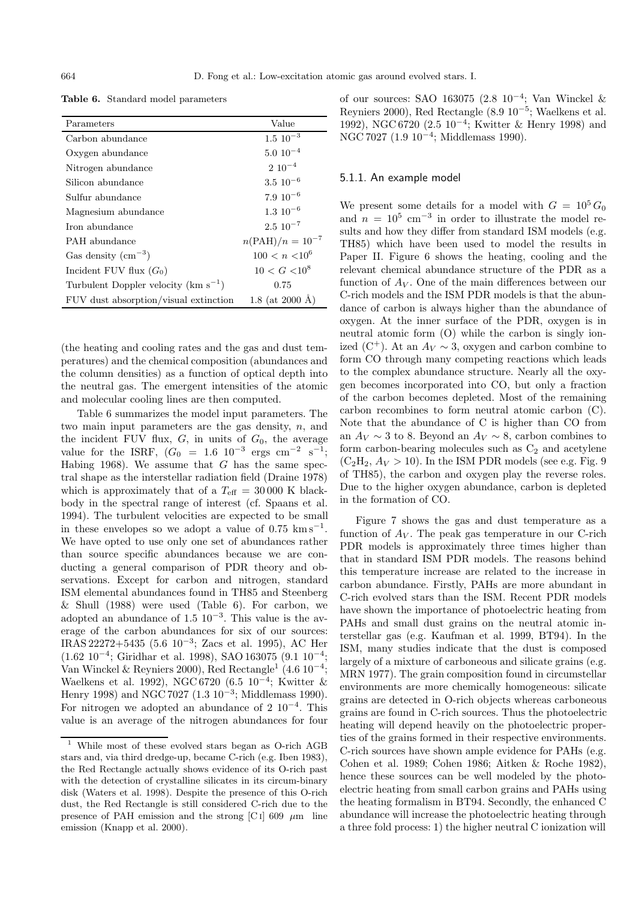**Table 6.** Standard model parameters

| Parameters | Value |
|---|---|
| Carbon abundance | $1.5\ 10^{-3}$ |
| Oxygen abundance | $5.0\ 10^{-4}$ |
| Nitrogen abundance | $2\ 10^{-4}$ |
| Silicon abundance | $3.5\ 10^{-6}$ |
| Sulfur abundance | $7.9\ 10^{-6}$ |
| Magnesium abundance | $1.3\ 10^{-6}$ |
| Iron abundance | $2.5\ 10^{-7}$ |
| PAH abundance | $n(\mathrm{PAH})/n = 10^{-7}$ |
| Gas density ($\mathrm{cm}^{-3}$) | $100 < n < 10^{6}$ |
| Incident FUV flux ($G_0$) | $10 < G < 10^{8}$ |
| Turbulent Doppler velocity ($\mathrm{km\ s}^{-1}$) | 0.75 |
| FUV dust absorption/visual extinction | 1.8 (at 2000 Å) |

(the heating and cooling rates and the gas and dust temperatures) and the chemical composition (abundances and the column densities) as a function of optical depth into the neutral gas. The emergent intensities of the atomic and molecular cooling lines are then computed.

Table 6 summarizes the model input parameters. The two main input parameters are the gas density, $n$, and the incident FUV flux, $G$, in units of $G_0$, the average value for the ISRF, ($G_0 = 1.6\ 10^{-3}$ ergs $\mathrm{cm}^{-2}\ \mathrm{s}^{-1}$; Habing 1968). We assume that $G$ has the same spectral shape as the interstellar radiation field (Draine 1978) which is approximately that of a $T_{\rm eff} = 30\,000$ K blackbody in the spectral range of interest (cf. Spaans et al. 1994). The turbulent velocities are expected to be small in these envelopes so we adopt a value of 0.75 $\mathrm{km\,s}^{-1}$. We have opted to use only one set of abundances rather than source specific abundances because we are conducting a general comparison of PDR theory and observations. Except for carbon and nitrogen, standard ISM elemental abundances found in TH85 and Steenberg & Shull (1988) were used (Table 6). For carbon, we adopted an abundance of $1.5\ 10^{-3}$. This value is the average of the carbon abundances for six of our sources: IRAS 22272+5435 ($5.6\ 10^{-3}$; Zacs et al. 1995), AC Her ($1.62\ 10^{-4}$; Giridhar et al. 1998), SAO 163075 ($9.1\ 10^{-4}$; Van Winckel & Reyniers 2000), Red Rectangle[1] ($4.6\ 10^{-4}$; Waelkens et al. 1992), NGC 6720 ($6.5\ 10^{-4}$; Kwitter & Henry 1998) and NGC 7027 ($1.3\ 10^{-3}$; Middlemass 1990). For nitrogen we adopted an abundance of $2\ 10^{-4}$. This value is an average of the nitrogen abundances for four of our sources: SAO 163075 ($2.8\ 10^{-4}$; Van Winckel & Reyniers 2000), Red Rectangle ($8.9\ 10^{-5}$; Waelkens et al. 1992), NGC 6720 ($2.5\ 10^{-4}$; Kwitter & Henry 1998) and NGC 7027 ($1.9\ 10^{-4}$; Middlemass 1990).

[1] While most of these evolved stars began as O-rich AGB stars and, via third dredge-up, became C-rich (e.g. Iben 1983), the Red Rectangle actually shows evidence of its O-rich past with the detection of crystalline silicates in its circum-binary disk (Waters et al. 1998). Despite the presence of this O-rich dust, the Red Rectangle is still considered C-rich due to the presence of PAH emission and the strong [C I] 609 $\mu$m line emission (Knapp et al. 2000).

### 5.1.1. An example model

We present some details for a model with $G = 10^5\,G_0$ and $n = 10^5\ \mathrm{cm}^{-3}$ in order to illustrate the model results and how they differ from standard ISM models (e.g. TH85) which have been used to model the results in Paper II. Figure 6 shows the heating, cooling and the relevant chemical abundance structure of the PDR as a function of $A_V$. One of the main differences between our C-rich models and the ISM PDR models is that the abundance of carbon is always higher than the abundance of oxygen. At the inner surface of the PDR, oxygen is in neutral atomic form (O) while the carbon is singly ionized ($C^+$). At an $A_V \sim 3$, oxygen and carbon combine to form CO through many competing reactions which leads to the complex abundance structure. Nearly all the oxygen becomes incorporated into CO, but only a fraction of the carbon becomes depleted. Most of the remaining carbon recombines to form neutral atomic carbon (C). Note that the abundance of C is higher than CO from an $A_V \sim 3$ to 8. Beyond an $A_V \sim 8$, carbon combines to form carbon-bearing molecules such as $C_2$ and acetylene ($C_2H_2$, $A_V > 10$). In the ISM PDR models (see e.g. Fig. 9 of TH85), the carbon and oxygen play the reverse roles. Due to the higher oxygen abundance, carbon is depleted in the formation of CO.

Figure 7 shows the gas and dust temperature as a function of $A_V$. The peak gas temperature in our C-rich PDR models is approximately three times higher than that in standard ISM PDR models. The reasons behind this temperature increase are related to the increase in carbon abundance. Firstly, PAHs are more abundant in C-rich evolved stars than the ISM. Recent PDR models have shown the importance of photoelectric heating from PAHs and small dust grains on the neutral atomic interstellar gas (e.g. Kaufman et al. 1999, BT94). In the ISM, many studies indicate that the dust is composed largely of a mixture of carboneous and silicate grains (e.g. MRN 1977). The grain composition found in circumstellar environments are more chemically homogeneous: silicate grains are detected in O-rich objects whereas carboneous grains are found in C-rich sources. Thus the photoelectric heating will depend heavily on the photoelectric properties of the grains formed in their respective environments. C-rich sources have shown ample evidence for PAHs (e.g. Cohen et al. 1989; Cohen 1986; Aitken & Roche 1982), hence these sources can be well modeled by the photoelectric heating from small carbon grains and PAHs using the heating formalism in BT94. Secondly, the enhanced C abundance will increase the photoelectric heating through a three fold process: 1) the higher neutral C ionization will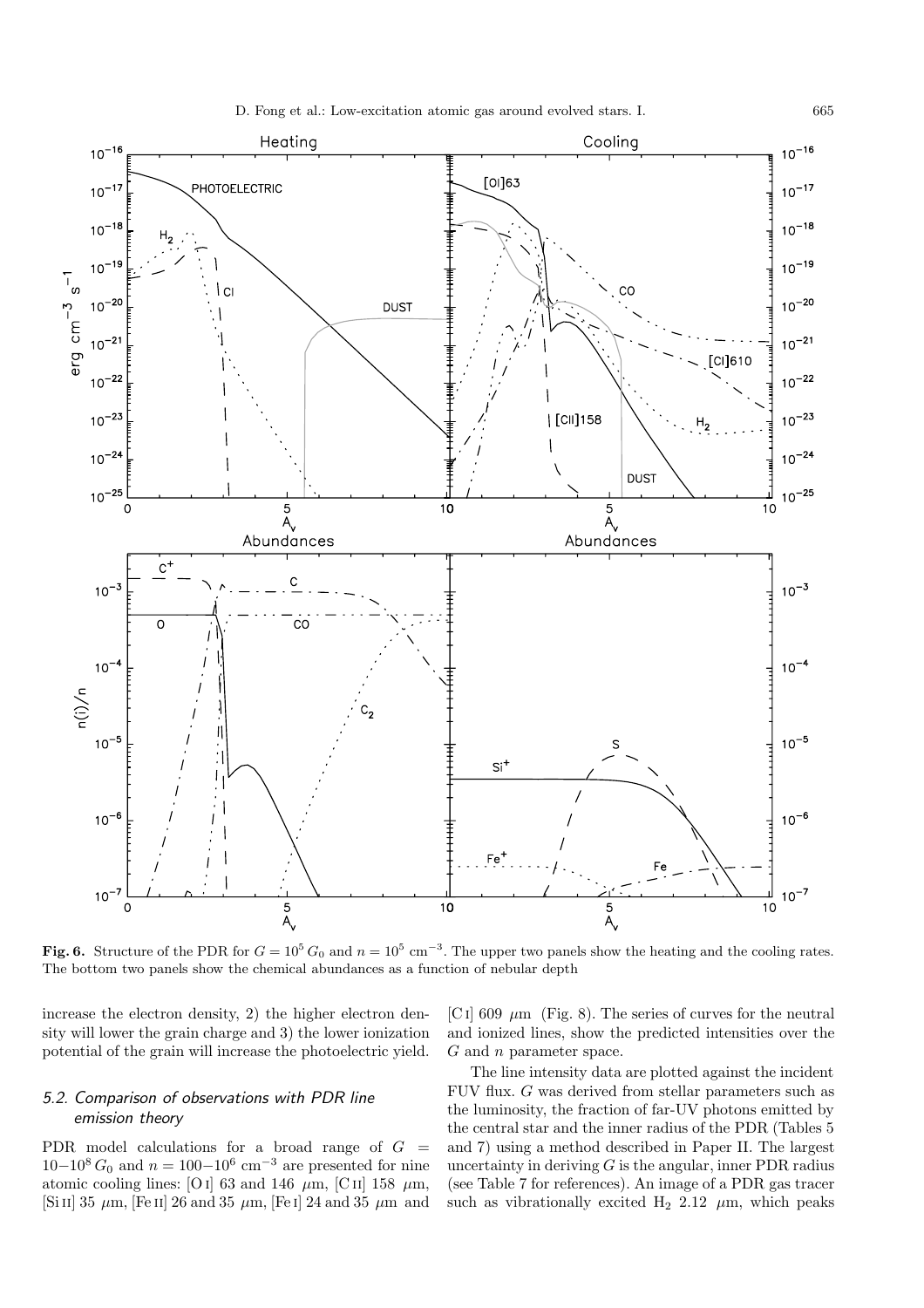**Fig. 6.** Structure of the PDR for $G = 10^5\,G_0$ and $n = 10^5$ cm$^{-3}$. The upper two panels show the heating and the cooling rates. The bottom two panels show the chemical abundances as a function of nebular depth

increase the electron density, 2) the higher electron density will lower the grain charge and 3) the lower ionization potential of the grain will increase the photoelectric yield.

### 5.2. Comparison of observations with PDR line emission theory

PDR model calculations for a broad range of $G = 10{-}10^8\,G_0$ and $n = 100{-}10^6$ cm$^{-3}$ are presented for nine atomic cooling lines: [O I] 63 and 146 $\mu$m, [C II] 158 $\mu$m, [Si II] 35 $\mu$m, [Fe II] 26 and 35 $\mu$m, [Fe I] 24 and 35 $\mu$m and [C I] 609 $\mu$m (Fig. 8). The series of curves for the neutral and ionized lines, show the predicted intensities over the $G$ and $n$ parameter space.

The line intensity data are plotted against the incident FUV flux. $G$ was derived from stellar parameters such as the luminosity, the fraction of far-UV photons emitted by the central star and the inner radius of the PDR (Tables 5 and 7) using a method described in Paper II. The largest uncertainty in deriving $G$ is the angular, inner PDR radius (see Table 7 for references). An image of a PDR gas tracer such as vibrationally excited $H_2$ 2.12 $\mu$m, which peaks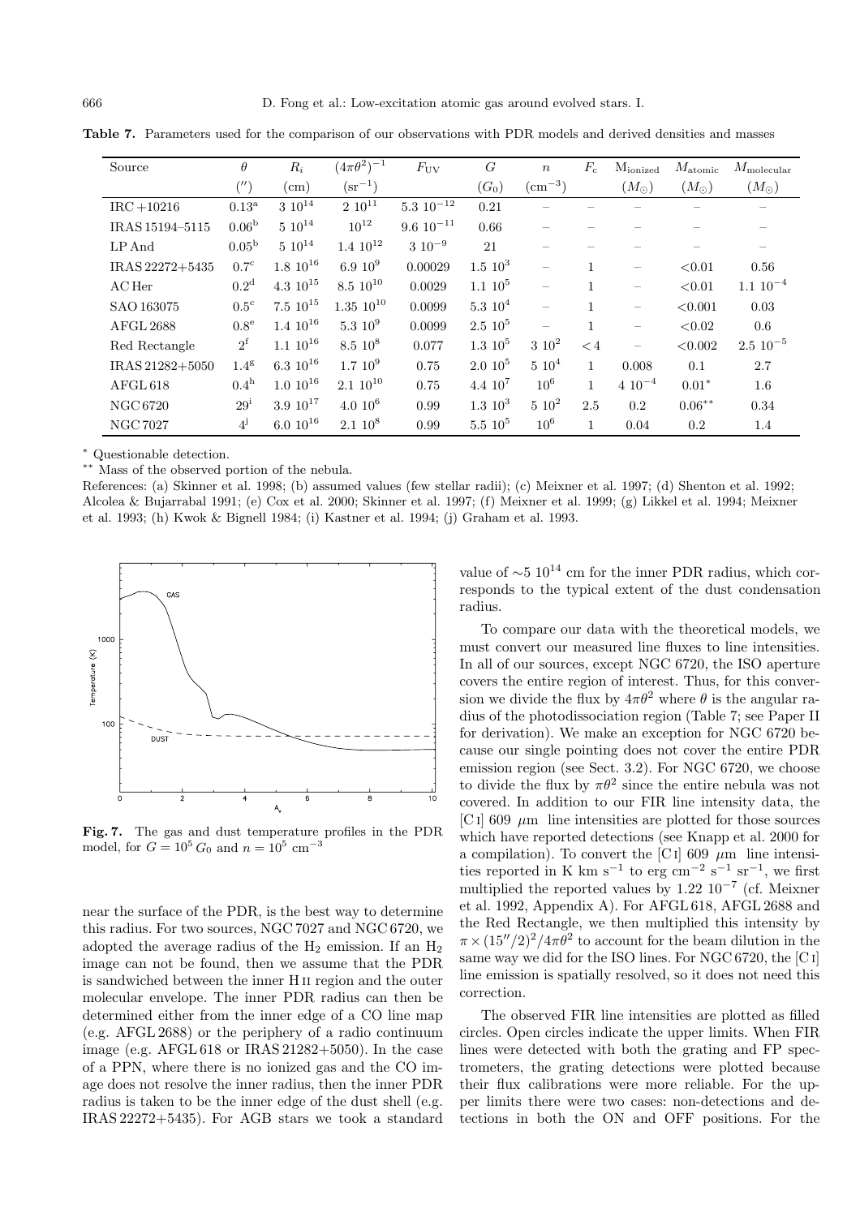**Table 7.** Parameters used for the comparison of our observations with PDR models and derived densities and masses

| Source | $\theta$ | $R_i$ | $(4\pi\theta^2)^{-1}$ | $F_{\rm UV}$ | $G$ | $n$ | $F_c$ | $M_{\rm ionized}$ | $M_{\rm atomic}$ | $M_{\rm molecular}$ |
|---|---|---|---|---|---|---|---|---|---|---|
| | $('')$ | (cm) | (sr$^{-1}$) | | $(G_0)$ | (cm$^{-3}$) | | $(M_\odot)$ | $(M_\odot)$ | $(M_\odot)$ |
| IRC +10216 | 0.13[a] | $3\ 10^{14}$ | $2\ 10^{11}$ | $5.3\ 10^{-12}$ | 0.21 | – | – | – | – | – |
| IRAS 15194–5115 | 0.06[b] | $5\ 10^{14}$ | $10^{12}$ | $9.6\ 10^{-11}$ | 0.66 | – | – | – | – | – |
| LP And | 0.05[b] | $5\ 10^{14}$ | $1.4\ 10^{12}$ | $3\ 10^{-9}$ | 21 | – | – | – | – | – |
| IRAS 22272+5435 | 0.7[c] | $1.8\ 10^{16}$ | $6.9\ 10^{9}$ | 0.00029 | $1.5\ 10^{3}$ | – | 1 | – | <0.01 | 0.56 |
| AC Her | 0.2[d] | $4.3\ 10^{15}$ | $8.5\ 10^{10}$ | 0.0029 | $1.1\ 10^{5}$ | – | 1 | – | <0.01 | $1.1\ 10^{-4}$ |
| SAO 163075 | 0.5[c] | $7.5\ 10^{15}$ | $1.35\ 10^{10}$ | 0.0099 | $5.3\ 10^{4}$ | – | 1 | – | <0.001 | 0.03 |
| AFGL 2688 | 0.8[e] | $1.4\ 10^{16}$ | $5.3\ 10^{9}$ | 0.0099 | $2.5\ 10^{5}$ | – | 1 | – | <0.02 | 0.6 |
| Red Rectangle | 2[f] | $1.1\ 10^{16}$ | $8.5\ 10^{8}$ | 0.077 | $1.3\ 10^{5}$ | $3\ 10^{2}$ | <4 | – | <0.002 | $2.5\ 10^{-5}$ |
| IRAS 21282+5050 | 1.4[g] | $6.3\ 10^{16}$ | $1.7\ 10^{9}$ | 0.75 | $2.0\ 10^{5}$ | $5\ 10^{4}$ | 1 | 0.008 | 0.1 | 2.7 |
| AFGL 618 | 0.4[h] | $1.0\ 10^{16}$ | $2.1\ 10^{10}$ | 0.75 | $4.4\ 10^{7}$ | $10^{6}$ | 1 | $4\ 10^{-4}$ | 0.01* | 1.6 |
| NGC 6720 | 29[i] | $3.9\ 10^{17}$ | $4.0\ 10^{6}$ | 0.99 | $1.3\ 10^{3}$ | $5\ 10^{2}$ | 2.5 | 0.2 | 0.06** | 0.34 |
| NGC 7027 | 4[j] | $6.0\ 10^{16}$ | $2.1\ 10^{8}$ | 0.99 | $5.5\ 10^{5}$ | $10^{6}$ | 1 | 0.04 | 0.2 | 1.4 |

* Questionable detection.
** Mass of the observed portion of the nebula.

References: (a) Skinner et al. 1998; (b) assumed values (few stellar radii); (c) Meixner et al. 1997; (d) Shenton et al. 1992; Alcolea & Bujarrabal 1991; (e) Cox et al. 2000; Skinner et al. 1997; (f) Meixner et al. 1999; (g) Likkel et al. 1994; Meixner et al. 1993; (h) Kwok & Bignell 1984; (i) Kastner et al. 1994; (j) Graham et al. 1993.

**Fig. 7.** The gas and dust temperature profiles in the PDR model, for $G = 10^5\,G_0$ and $n = 10^5$ cm$^{-3}$

near the surface of the PDR, is the best way to determine this radius. For two sources, NGC 7027 and NGC 6720, we adopted the average radius of the $H_2$ emission. If an $H_2$ image can not be found, then we assume that the PDR is sandwiched between the inner H II region and the outer molecular envelope. The inner PDR radius can then be determined either from the inner edge of a CO line map (e.g. AFGL 2688) or the periphery of a radio continuum image (e.g. AFGL 618 or IRAS 21282+5050). In the case of a PPN, where there is no ionized gas and the CO image does not resolve the inner radius, then the inner PDR radius is taken to be the inner edge of the dust shell (e.g. IRAS 22272+5435). For AGB stars we took a standard value of $\sim$5 $10^{14}$ cm for the inner PDR radius, which corresponds to the typical extent of the dust condensation radius.

To compare our data with the theoretical models, we must convert our measured line fluxes to line intensities. In all of our sources, except NGC 6720, the ISO aperture covers the entire region of interest. Thus, for this conversion we divide the flux by $4\pi\theta^2$ where $\theta$ is the angular radius of the photodissociation region (Table 7; see Paper II for derivation). We make an exception for NGC 6720 because our single pointing does not cover the entire PDR emission region (see Sect. 3.2). For NGC 6720, we choose to divide the flux by $\pi\theta^2$ since the entire nebula was not covered. In addition to our FIR line intensity data, the [C I] 609 $\mu$m line intensities are plotted for those sources which have reported detections (see Knapp et al. 2000 for a compilation). To convert the [C I] 609 $\mu$m line intensities reported in K km s$^{-1}$ to erg cm$^{-2}$ s$^{-1}$ sr$^{-1}$, we first multiplied the reported values by 1.22 $10^{-7}$ (cf. Meixner et al. 1992, Appendix A). For AFGL 618, AFGL 2688 and the Red Rectangle, we then multiplied this intensity by $\pi \times (15''/2)^2/4\pi\theta^2$ to account for the beam dilution in the same way we did for the ISO lines. For NGC 6720, the [C I] line emission is spatially resolved, so it does not need this correction.

The observed FIR line intensities are plotted as filled circles. Open circles indicate the upper limits. When FIR lines were detected with both the grating and FP spectrometers, the grating detections were plotted because their flux calibrations were more reliable. For the upper limits there were two cases: non-detections and detections in both the ON and OFF positions. For the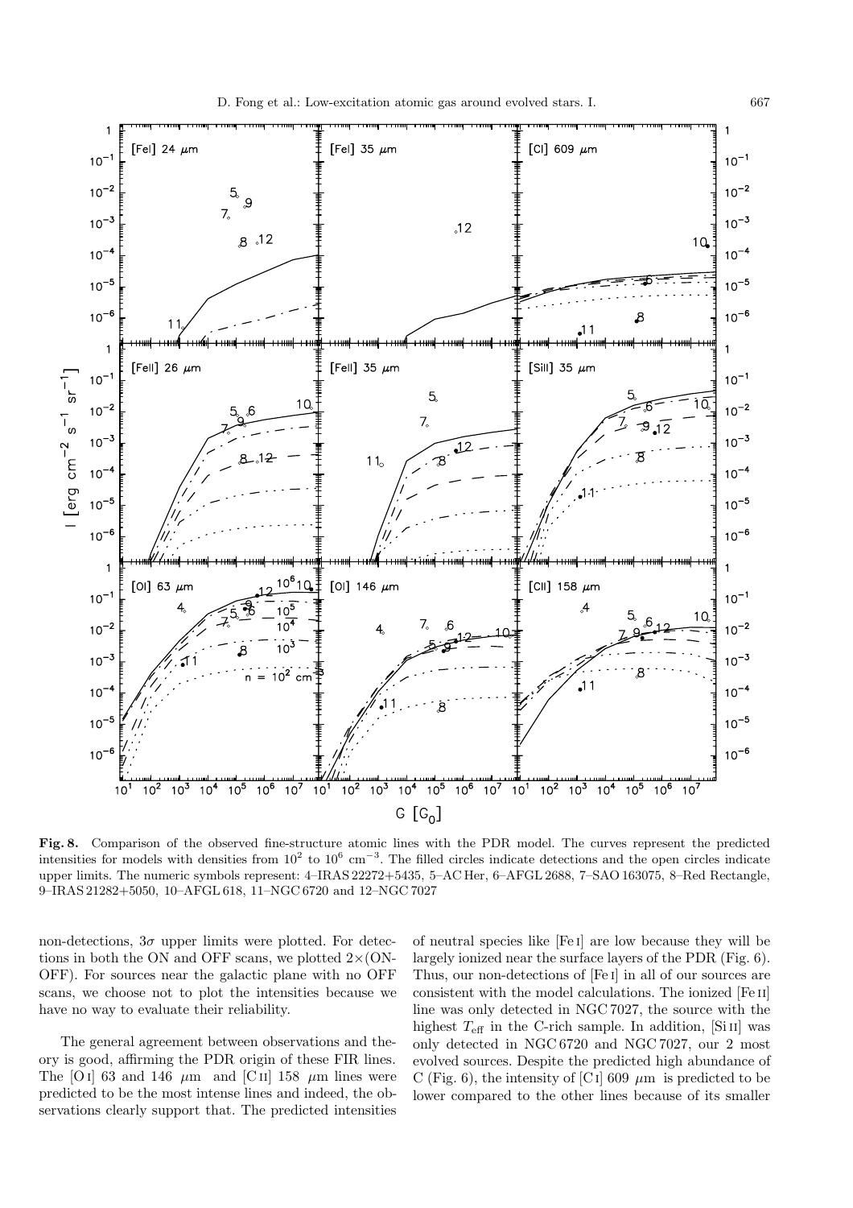**Fig. 8.** Comparison of the observed fine-structure atomic lines with the PDR model. The curves represent the predicted intensities for models with densities from $10^2$ to $10^6$ cm$^{-3}$. The filled circles indicate detections and the open circles indicate upper limits. The numeric symbols represent: 4–IRAS 22272+5435, 5–AC Her, 6–AFGL 2688, 7–SAO 163075, 8–Red Rectangle, 9–IRAS 21282+5050, 10–AFGL 618, 11–NGC 6720 and 12–NGC 7027

non-detections, $3\sigma$ upper limits were plotted. For detections in both the ON and OFF scans, we plotted $2\times$(ON-OFF). For sources near the galactic plane with no OFF scans, we choose not to plot the intensities because we have no way to evaluate their reliability.

The general agreement between observations and theory is good, affirming the PDR origin of these FIR lines. The [O I] 63 and 146 $\mu$m and [C II] 158 $\mu$m lines were predicted to be the most intense lines and indeed, the observations clearly support that. The predicted intensities of neutral species like [Fe I] are low because they will be largely ionized near the surface layers of the PDR (Fig. 6). Thus, our non-detections of [Fe I] in all of our sources are consistent with the model calculations. The ionized [Fe II] line was only detected in NGC 7027, the source with the highest $T_{\rm eff}$ in the C-rich sample. In addition, [Si II] was only detected in NGC 6720 and NGC 7027, our 2 most evolved sources. Despite the predicted high abundance of C (Fig. 6), the intensity of [C I] 609 $\mu$m is predicted to be lower compared to the other lines because of its smaller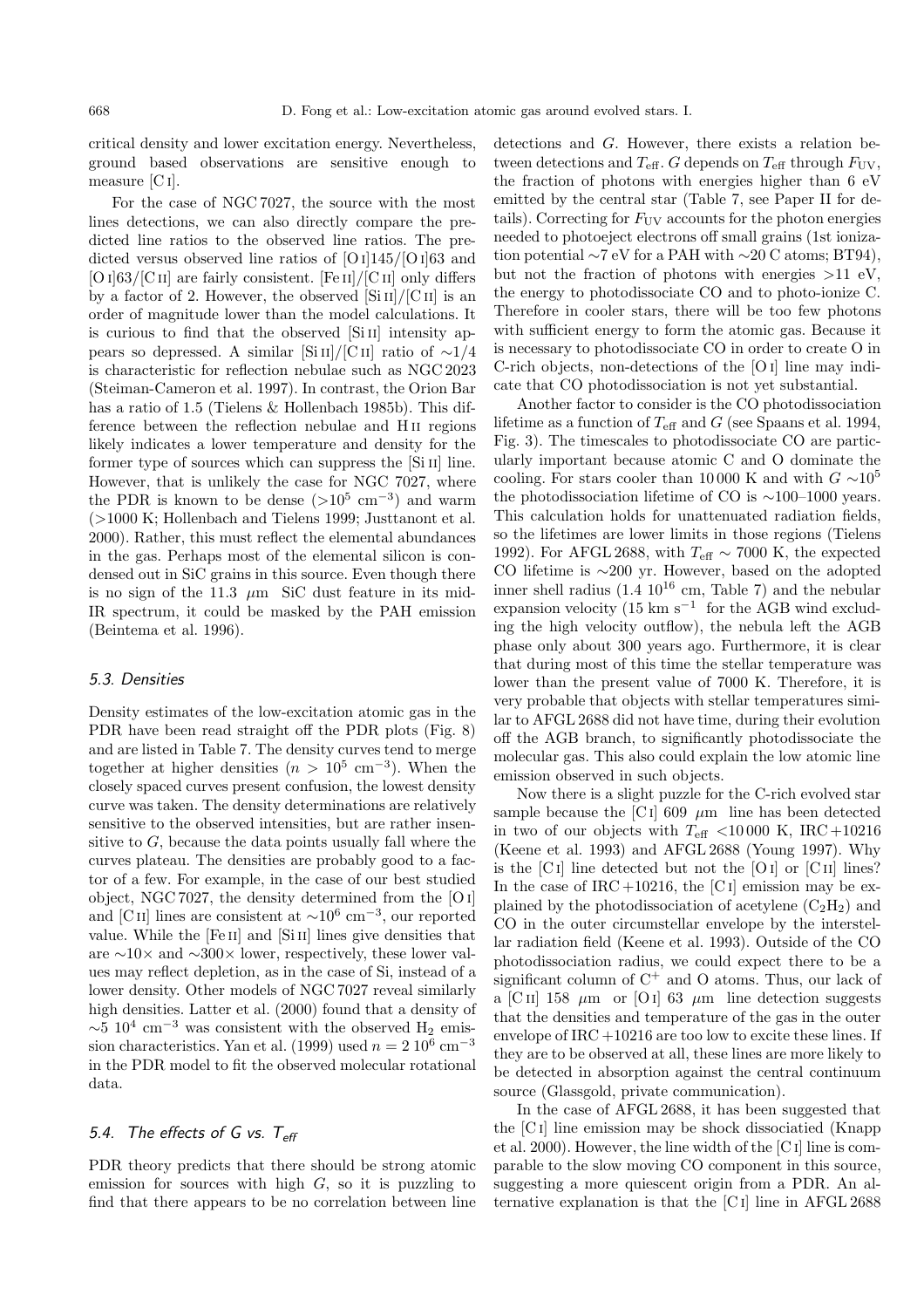critical density and lower excitation energy. Nevertheless, ground based observations are sensitive enough to measure [C I].

For the case of NGC 7027, the source with the most lines detections, we can also directly compare the predicted line ratios to the observed line ratios. The predicted versus observed line ratios of [O I]145/[O I]63 and [O I]63/[C II] are fairly consistent. [Fe II]/[C II] only differs by a factor of 2. However, the observed [Si II]/[C II] is an order of magnitude lower than the model calculations. It is curious to find that the observed [Si II] intensity appears so depressed. A similar [Si II]/[C II] ratio of ∼1/4 is characteristic for reflection nebulae such as NGC 2023 (Steiman-Cameron et al. 1997). In contrast, the Orion Bar has a ratio of 1.5 (Tielens & Hollenbach 1985b). This difference between the reflection nebulae and H II regions likely indicates a lower temperature and density for the former type of sources which can suppress the [Si II] line. However, that is unlikely the case for NGC 7027, where the PDR is known to be dense ($>10^5$ cm$^{-3}$) and warm ($>$1000 K; Hollenbach and Tielens 1999; Justtanont et al. 2000). Rather, this must reflect the elemental abundances in the gas. Perhaps most of the elemental silicon is condensed out in SiC grains in this source. Even though there is no sign of the 11.3 $\mu$m SiC dust feature in its mid-IR spectrum, it could be masked by the PAH emission (Beintema et al. 1996).

### 5.3. Densities

Density estimates of the low-excitation atomic gas in the PDR have been read straight off the PDR plots (Fig. 8) and are listed in Table 7. The density curves tend to merge together at higher densities ($n > 10^5$ cm$^{-3}$). When the closely spaced curves present confusion, the lowest density curve was taken. The density determinations are relatively sensitive to the observed intensities, but are rather insensitive to $G$, because the data points usually fall where the curves plateau. The densities are probably good to a factor of a few. For example, in the case of our best studied object, NGC 7027, the density determined from the [O I] and [C II] lines are consistent at $\sim10^6$ cm$^{-3}$, our reported value. While the [Fe II] and [Si II] lines give densities that are ∼10× and ∼300× lower, respectively, these lower values may reflect depletion, as in the case of Si, instead of a lower density. Other models of NGC 7027 reveal similarly high densities. Latter et al. (2000) found that a density of $\sim5\ 10^4$ cm$^{-3}$ was consistent with the observed $H_2$ emission characteristics. Yan et al. (1999) used $n = 2\ 10^6$ cm$^{-3}$ in the PDR model to fit the observed molecular rotational data.

### 5.4. The effects of $G$ vs. $T_{\rm eff}$

PDR theory predicts that there should be strong atomic emission for sources with high $G$, so it is puzzling to find that there appears to be no correlation between line detections and $G$. However, there exists a relation between detections and $T_{\rm eff}$. $G$ depends on $T_{\rm eff}$ through $F_{\rm UV}$, the fraction of photons with energies higher than 6 eV emitted by the central star (Table 7, see Paper II for details). Correcting for $F_{\rm UV}$ accounts for the photon energies needed to photoeject electrons off small grains (1st ionization potential ∼7 eV for a PAH with ∼20 C atoms; BT94), but not the fraction of photons with energies >11 eV, the energy to photodissociate CO and to photo-ionize C. Therefore in cooler stars, there will be too few photons with sufficient energy to form the atomic gas. Because it is necessary to photodissociate CO in order to create O in C-rich objects, non-detections of the [O I] line may indicate that CO photodissociation is not yet substantial.

Another factor to consider is the CO photodissociation lifetime as a function of $T_{\rm eff}$ and $G$ (see Spaans et al. 1994, Fig. 3). The timescales to photodissociate CO are particularly important because atomic C and O dominate the cooling. For stars cooler than 10 000 K and with $G \sim10^5$ the photodissociation lifetime of CO is ∼100–1000 years. This calculation holds for unattenuated radiation fields, so the lifetimes are lower limits in those regions (Tielens 1992). For AFGL 2688, with $T_{\rm eff}$ ∼ 7000 K, the expected CO lifetime is ∼200 yr. However, based on the adopted inner shell radius (1.4 $10^{16}$ cm, Table 7) and the nebular expansion velocity (15 km s$^{-1}$ for the AGB wind excluding the high velocity outflow), the nebula left the AGB phase only about 300 years ago. Furthermore, it is clear that during most of this time the stellar temperature was lower than the present value of 7000 K. Therefore, it is very probable that objects with stellar temperatures similar to AFGL 2688 did not have time, during their evolution off the AGB branch, to significantly photodissociate the molecular gas. This also could explain the low atomic line emission observed in such objects.

Now there is a slight puzzle for the C-rich evolved star sample because the [C I] 609 $\mu$m line has been detected in two of our objects with $T_{\rm eff}$ <10 000 K, IRC +10216 (Keene et al. 1993) and AFGL 2688 (Young 1997). Why is the [C I] line detected but not the [O I] or [C II] lines? In the case of IRC +10216, the [C I] emission may be explained by the photodissociation of acetylene ($C_2H_2$) and CO in the outer circumstellar envelope by the interstellar radiation field (Keene et al. 1993). Outside of the CO photodissociation radius, we could expect there to be a significant column of $C^+$ and O atoms. Thus, our lack of a [C II] 158 $\mu$m or [O I] 63 $\mu$m line detection suggests that the densities and temperature of the gas in the outer envelope of IRC +10216 are too low to excite these lines. If they are to be observed at all, these lines are more likely to be detected in absorption against the central continuum source (Glassgold, private communication).

In the case of AFGL 2688, it has been suggested that the [C I] line emission may be shock dissociatied (Knapp et al. 2000). However, the line width of the [C I] line is comparable to the slow moving CO component in this source, suggesting a more quiescent origin from a PDR. An alternative explanation is that the [C I] line in AFGL 2688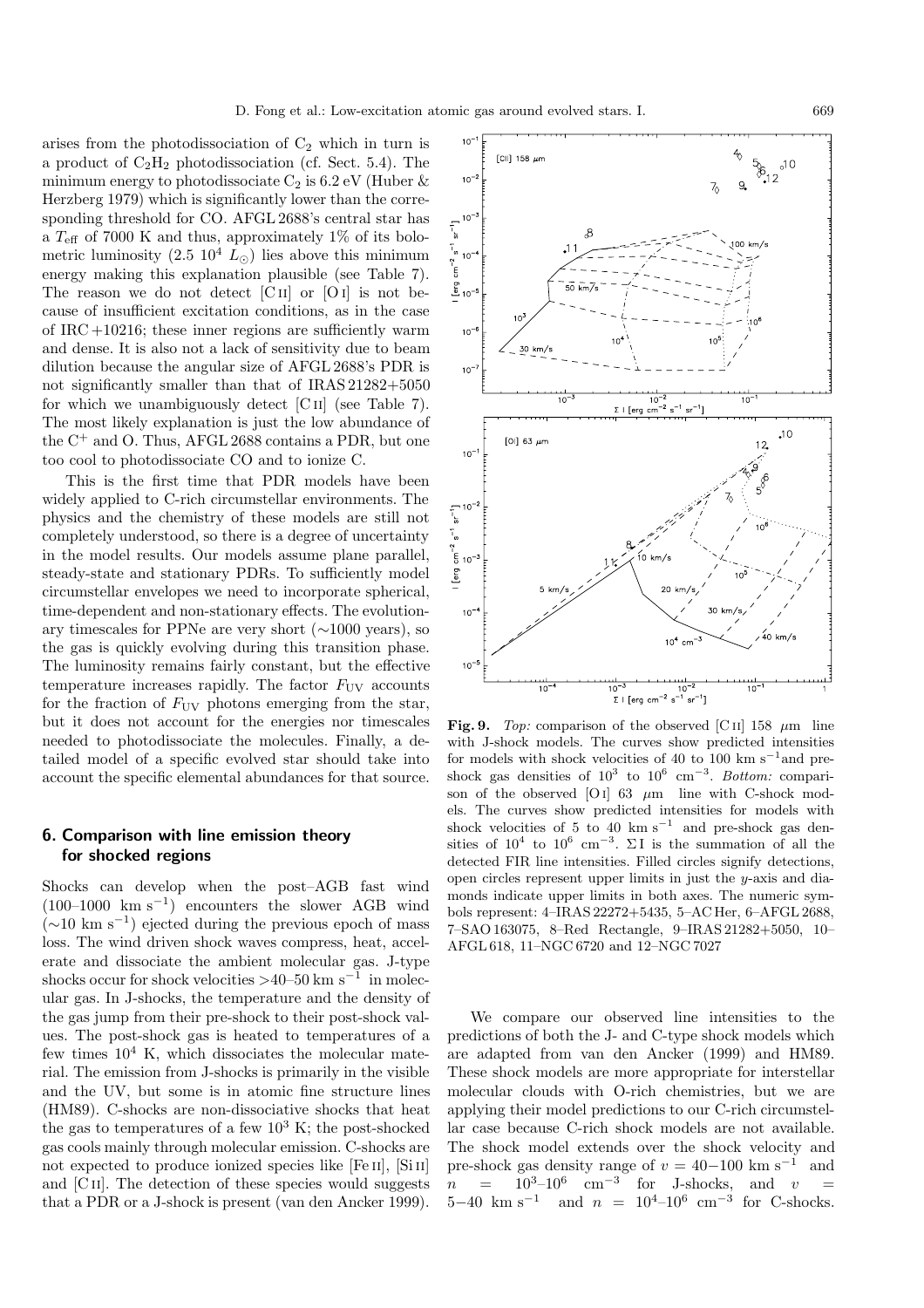arises from the photodissociation of $C_2$ which in turn is a product of $C_2H_2$ photodissociation (cf. Sect. 5.4). The minimum energy to photodissociate $C_2$ is 6.2 eV (Huber & Herzberg 1979) which is significantly lower than the corresponding threshold for CO. AFGL 2688's central star has a $T_{\rm eff}$ of 7000 K and thus, approximately 1% of its bolometric luminosity (2.5 $10^4$ $L_\odot$) lies above this minimum energy making this explanation plausible (see Table 7). The reason we do not detect [C II] or [O I] is not because of insufficient excitation conditions, as in the case of IRC +10216; these inner regions are sufficiently warm and dense. It is also not a lack of sensitivity due to beam dilution because the angular size of AFGL 2688's PDR is not significantly smaller than that of IRAS 21282+5050 for which we unambiguously detect [C II] (see Table 7). The most likely explanation is just the low abundance of the $C^+$ and O. Thus, AFGL 2688 contains a PDR, but one too cool to photodissociate CO and to ionize C.

This is the first time that PDR models have been widely applied to C-rich circumstellar environments. The physics and the chemistry of these models are still not completely understood, so there is a degree of uncertainty in the model results. Our models assume plane parallel, steady-state and stationary PDRs. To sufficiently model circumstellar envelopes we need to incorporate spherical, time-dependent and non-stationary effects. The evolutionary timescales for PPNe are very short (∼1000 years), so the gas is quickly evolving during this transition phase. The luminosity remains fairly constant, but the effective temperature increases rapidly. The factor $F_{\rm UV}$ accounts for the fraction of $F_{\rm UV}$ photons emerging from the star, but it does not account for the energies nor timescales needed to photodissociate the molecules. Finally, a detailed model of a specific evolved star should take into account the specific elemental abundances for that source.

## 6. Comparison with line emission theory for shocked regions

Shocks can develop when the post–AGB fast wind (100–1000 km s$^{-1}$) encounters the slower AGB wind (∼10 km s$^{-1}$) ejected during the previous epoch of mass loss. The wind driven shock waves compress, heat, accelerate and dissociate the ambient molecular gas. J-type shocks occur for shock velocities >40–50 km s$^{-1}$ in molecular gas. In J-shocks, the temperature and the density of the gas jump from their pre-shock to their post-shock values. The post-shock gas is heated to temperatures of a few times $10^4$ K, which dissociates the molecular material. The emission from J-shocks is primarily in the visible and the UV, but some is in atomic fine structure lines (HM89). C-shocks are non-dissociative shocks that heat the gas to temperatures of a few $10^3$ K; the post-shocked gas cools mainly through molecular emission. C-shocks are not expected to produce ionized species like [Fe II], [Si II] and [C II]. The detection of these species would suggests that a PDR or a J-shock is present (van den Ancker 1999).

**Fig. 9.** *Top:* comparison of the observed [C II] 158 μm line with J-shock models. The curves show predicted intensities for models with shock velocities of 40 to 100 km s$^{-1}$ and pre-shock gas densities of $10^3$ to $10^6$ cm$^{-3}$. *Bottom:* comparison of the observed [O I] 63 μm line with C-shock models. The curves show predicted intensities for models with shock velocities of 5 to 40 km s$^{-1}$ and pre-shock gas densities of $10^4$ to $10^6$ cm$^{-3}$. ΣI is the summation of all the detected FIR line intensities. Filled circles signify detections, open circles represent upper limits in just the $y$-axis and diamonds indicate upper limits in both axes. The numeric symbols represent: 4–IRAS 22272+5435, 5–AC Her, 6–AFGL 2688, 7–SAO 163075, 8–Red Rectangle, 9–IRAS 21282+5050, 10–AFGL 618, 11–NGC 6720 and 12–NGC 7027

We compare our observed line intensities to the predictions of both the J- and C-type shock models which are adapted from van den Ancker (1999) and HM89. These shock models are more appropriate for interstellar molecular clouds with O-rich chemistries, but we are applying their model predictions to our C-rich circumstellar case because C-rich shock models are not available. The shock model extends over the shock velocity and pre-shock gas density range of $v = 40-100$ km s$^{-1}$ and $n = 10^3$–$10^6$ cm$^{-3}$ for J-shocks, and $v = 5-40$ km s$^{-1}$ and $n = 10^4$–$10^6$ cm$^{-3}$ for C-shocks.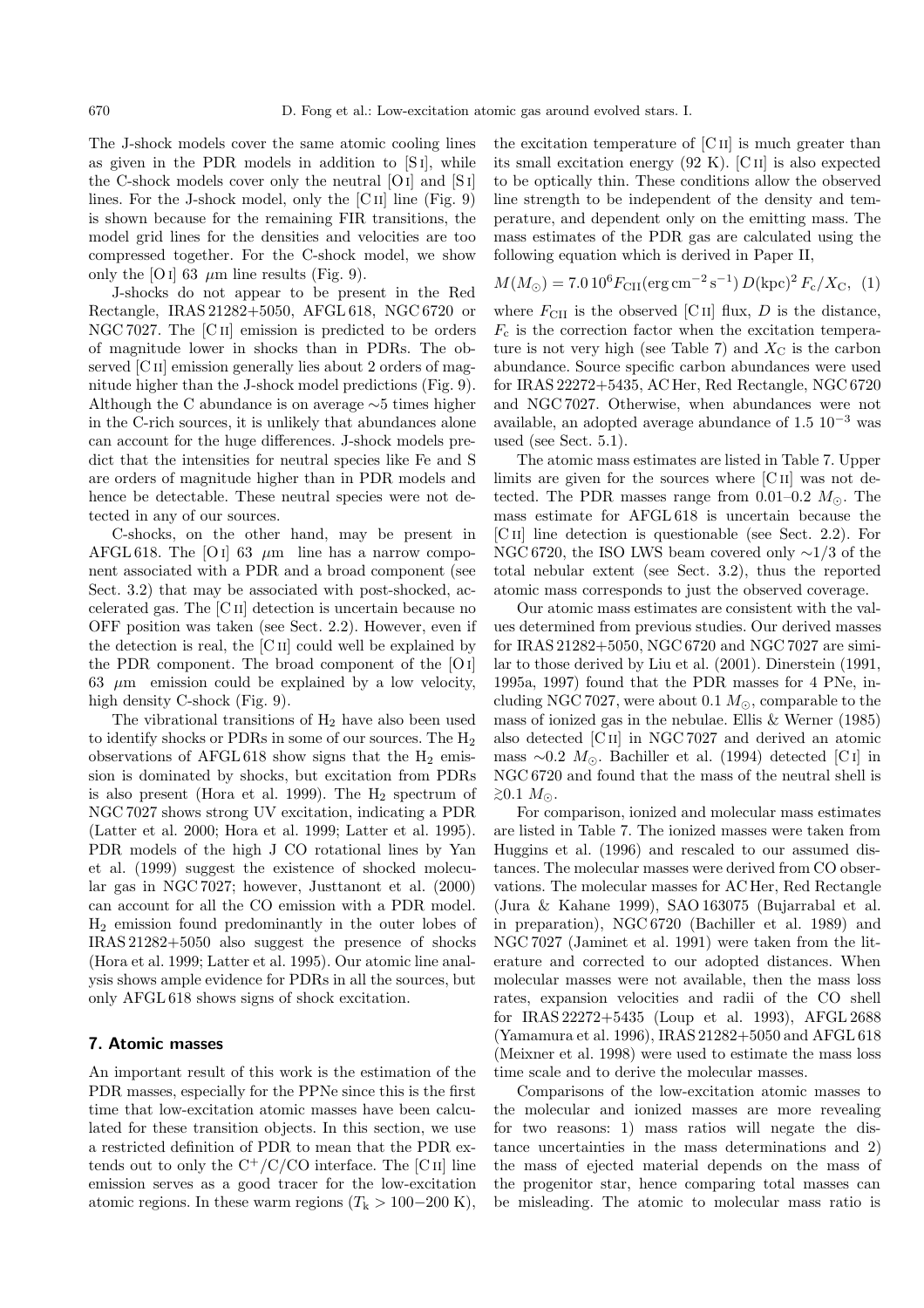The J-shock models cover the same atomic cooling lines as given in the PDR models in addition to [S I], while the C-shock models cover only the neutral [O I] and [S I] lines. For the J-shock model, only the [C II] line (Fig. 9) is shown because for the remaining FIR transitions, the model grid lines for the densities and velocities are too compressed together. For the C-shock model, we show only the [O I] 63 $\mu$m line results (Fig. 9).

J-shocks do not appear to be present in the Red Rectangle, IRAS 21282+5050, AFGL 618, NGC 6720 or NGC 7027. The [C II] emission is predicted to be orders of magnitude lower in shocks than in PDRs. The observed [C II] emission generally lies about 2 orders of magnitude higher than the J-shock model predictions (Fig. 9). Although the C abundance is on average ∼5 times higher in the C-rich sources, it is unlikely that abundances alone can account for the huge differences. J-shock models predict that the intensities for neutral species like Fe and S are orders of magnitude higher than in PDR models and hence be detectable. These neutral species were not detected in any of our sources.

C-shocks, on the other hand, may be present in AFGL 618. The [O I] 63 $\mu$m line has a narrow component associated with a PDR and a broad component (see Sect. 3.2) that may be associated with post-shocked, accelerated gas. The [C II] detection is uncertain because no OFF position was taken (see Sect. 2.2). However, even if the detection is real, the [C II] could well be explained by the PDR component. The broad component of the [O I] 63 $\mu$m emission could be explained by a low velocity, high density C-shock (Fig. 9).

The vibrational transitions of $H_2$ have also been used to identify shocks or PDRs in some of our sources. The $H_2$ observations of AFGL 618 show signs that the $H_2$ emission is dominated by shocks, but excitation from PDRs is also present (Hora et al. 1999). The $H_2$ spectrum of NGC 7027 shows strong UV excitation, indicating a PDR (Latter et al. 2000; Hora et al. 1999; Latter et al. 1995). PDR models of the high J CO rotational lines by Yan et al. (1999) suggest the existence of shocked molecular gas in NGC 7027; however, Justtanont et al. (2000) can account for all the CO emission with a PDR model. $H_2$ emission found predominantly in the outer lobes of IRAS 21282+5050 also suggest the presence of shocks (Hora et al. 1999; Latter et al. 1995). Our atomic line analysis shows ample evidence for PDRs in all the sources, but only AFGL 618 shows signs of shock excitation.

## 7. Atomic masses

An important result of this work is the estimation of the PDR masses, especially for the PPNe since this is the first time that low-excitation atomic masses have been calculated for these transition objects. In this section, we use a restricted definition of PDR to mean that the PDR extends out to only the $C^+$/C/CO interface. The [C II] line emission serves as a good tracer for the low-excitation atomic regions. In these warm regions ($T_k > 100-200$ K), the excitation temperature of [C II] is much greater than its small excitation energy (92 K). [C II] is also expected to be optically thin. These conditions allow the observed line strength to be independent of the density and temperature, and dependent only on the emitting mass. The mass estimates of the PDR gas are calculated using the following equation which is derived in Paper II,

$$M(M_\odot) = 7.0\,10^6 F_{\rm CII}({\rm erg\,cm^{-2}\,s^{-1}})\,D({\rm kpc})^2\,F_{\rm c}/X_{\rm C}, \quad (1)$$

where $F_{\rm CII}$ is the observed [C II] flux, $D$ is the distance, $F_{\rm c}$ is the correction factor when the excitation temperature is not very high (see Table 7) and $X_{\rm C}$ is the carbon abundance. Source specific carbon abundances were used for IRAS 22272+5435, AC Her, Red Rectangle, NGC 6720 and NGC 7027. Otherwise, when abundances were not available, an adopted average abundance of 1.5 $10^{-3}$ was used (see Sect. 5.1).

The atomic mass estimates are listed in Table 7. Upper limits are given for the sources where [C II] was not detected. The PDR masses range from 0.01–0.2 $M_\odot$. The mass estimate for AFGL 618 is uncertain because the [C II] line detection is questionable (see Sect. 2.2). For NGC 6720, the ISO LWS beam covered only ∼1/3 of the total nebular extent (see Sect. 3.2), thus the reported atomic mass corresponds to just the observed coverage.

Our atomic mass estimates are consistent with the values determined from previous studies. Our derived masses for IRAS 21282+5050, NGC 6720 and NGC 7027 are similar to those derived by Liu et al. (2001). Dinerstein (1991, 1995a, 1997) found that the PDR masses for 4 PNe, including NGC 7027, were about 0.1 $M_\odot$, comparable to the mass of ionized gas in the nebulae. Ellis & Werner (1985) also detected [C II] in NGC 7027 and derived an atomic mass ∼0.2 $M_\odot$. Bachiller et al. (1994) detected [C I] in NGC 6720 and found that the mass of the neutral shell is $\gtrsim 0.1$ $M_\odot$.

For comparison, ionized and molecular mass estimates are listed in Table 7. The ionized masses were taken from Huggins et al. (1996) and rescaled to our assumed distances. The molecular masses were derived from CO observations. The molecular masses for AC Her, Red Rectangle (Jura & Kahane 1999), SAO 163075 (Bujarrabal et al. in preparation), NGC 6720 (Bachiller et al. 1989) and NGC 7027 (Jaminet et al. 1991) were taken from the literature and corrected to our adopted distances. When molecular masses were not available, then the mass loss rates, expansion velocities and radii of the CO shell for IRAS 22272+5435 (Loup et al. 1993), AFGL 2688 (Yamamura et al. 1996), IRAS 21282+5050 and AFGL 618 (Meixner et al. 1998) were used to estimate the mass loss time scale and to derive the molecular masses.

Comparisons of the low-excitation atomic masses to the molecular and ionized masses are more revealing for two reasons: 1) mass ratios will negate the distance uncertainties in the mass determinations and 2) the mass of ejected material depends on the mass of the progenitor star, hence comparing total masses can be misleading. The atomic to molecular mass ratio is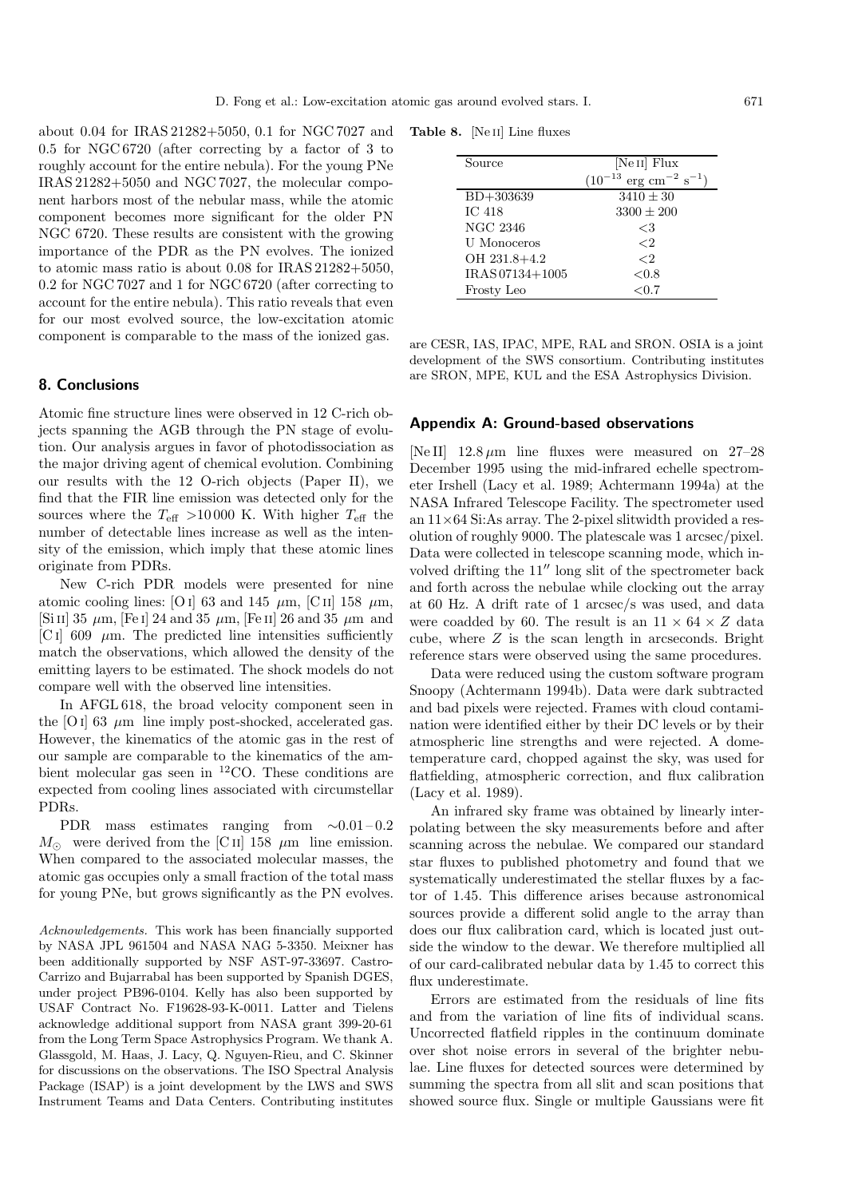about 0.04 for IRAS 21282+5050, 0.1 for NGC 7027 and 0.5 for NGC 6720 (after correcting by a factor of 3 to roughly account for the entire nebula). For the young PNe IRAS 21282+5050 and NGC 7027, the molecular component harbors most of the nebular mass, while the atomic component becomes more significant for the older PN NGC 6720. These results are consistent with the growing importance of the PDR as the PN evolves. The ionized to atomic mass ratio is about 0.08 for IRAS 21282+5050, 0.2 for NGC 7027 and 1 for NGC 6720 (after correcting to account for the entire nebula). This ratio reveals that even for our most evolved source, the low-excitation atomic component is comparable to the mass of the ionized gas.

## 8. Conclusions

Atomic fine structure lines were observed in 12 C-rich objects spanning the AGB through the PN stage of evolution. Our analysis argues in favor of photodissociation as the major driving agent of chemical evolution. Combining our results with the 12 O-rich objects (Paper II), we find that the FIR line emission was detected only for the sources where the $T_{\rm eff}$ >10 000 K. With higher $T_{\rm eff}$ the number of detectable lines increase as well as the intensity of the emission, which imply that these atomic lines originate from PDRs.

New C-rich PDR models were presented for nine atomic cooling lines: [O I] 63 and 145 $\mu$m, [C II] 158 $\mu$m, [Si II] 35 $\mu$m, [Fe I] 24 and 35 $\mu$m, [Fe II] 26 and 35 $\mu$m and [C I] 609 $\mu$m. The predicted line intensities sufficiently match the observations, which allowed the density of the emitting layers to be estimated. The shock models do not compare well with the observed line intensities.

In AFGL 618, the broad velocity component seen in the [O I] 63 $\mu$m line imply post-shocked, accelerated gas. However, the kinematics of the atomic gas in the rest of our sample are comparable to the kinematics of the ambient molecular gas seen in $^{12}$CO. These conditions are expected from cooling lines associated with circumstellar PDRs.

PDR mass estimates ranging from $\sim$0.01 – 0.2 $M_\odot$ were derived from the [C II] 158 $\mu$m line emission. When compared to the associated molecular masses, the atomic gas occupies only a small fraction of the total mass for young PNe, but grows significantly as the PN evolves.

*Acknowledgements.* This work has been financially supported by NASA JPL 961504 and NASA NAG 5-3350. Meixner has been additionally supported by NSF AST-97-33697. Castro-Carrizo and Bujarrabal has been supported by Spanish DGES, under project PB96-0104. Kelly has also been supported by USAF Contract No. F19628-93-K-0011. Latter and Tielens acknowledge additional support from NASA grant 399-20-61 from the Long Term Space Astrophysics Program. We thank A. Glassgold, M. Haas, J. Lacy, Q. Nguyen-Rieu, and C. Skinner for discussions on the observations. The ISO Spectral Analysis Package (ISAP) is a joint development by the LWS and SWS Instrument Teams and Data Centers. Contributing institutes are CESR, IAS, IPAC, MPE, RAL and SRON. OSIA is a joint development of the SWS consortium. Contributing institutes are SRON, MPE, KUL and the ESA Astrophysics Division.

**Table 8.** [Ne II] Line fluxes

| Source | [Ne II] Flux ($10^{-13}$ erg cm$^{-2}$ s$^{-1}$) |
|---|---|
| BD+303639 | $3410 \pm 30$ |
| IC 418 | $3300 \pm 200$ |
| NGC 2346 | <3 |
| U Monoceros | <2 |
| OH 231.8+4.2 | <2 |
| IRAS 07134+1005 | <0.8 |
| Frosty Leo | <0.7 |

## Appendix A: Ground-based observations

[Ne II] 12.8 $\mu$m line fluxes were measured on 27–28 December 1995 using the mid-infrared echelle spectrometer Irshell (Lacy et al. 1989; Achtermann 1994a) at the NASA Infrared Telescope Facility. The spectrometer used an 11×64 Si:As array. The 2-pixel slitwidth provided a resolution of roughly 9000. The platescale was 1 arcsec/pixel. Data were collected in telescope scanning mode, which involved drifting the 11″ long slit of the spectrometer back and forth across the nebulae while clocking out the array at 60 Hz. A drift rate of 1 arcsec/s was used, and data were coadded by 60. The result is an $11 \times 64 \times Z$ data cube, where $Z$ is the scan length in arcseconds. Bright reference stars were observed using the same procedures.

Data were reduced using the custom software program Snoopy (Achtermann 1994b). Data were dark subtracted and bad pixels were rejected. Frames with cloud contamination were identified either by their DC levels or by their atmospheric line strengths and were rejected. A dome-temperature card, chopped against the sky, was used for flatfielding, atmospheric correction, and flux calibration (Lacy et al. 1989).

An infrared sky frame was obtained by linearly interpolating between the sky measurements before and after scanning across the nebulae. We compared our standard star fluxes to published photometry and found that we systematically underestimated the stellar fluxes by a factor of 1.45. This difference arises because astronomical sources provide a different solid angle to the array than does our flux calibration card, which is located just outside the window to the dewar. We therefore multiplied all of our card-calibrated nebular data by 1.45 to correct this flux underestimate.

Errors are estimated from the residuals of line fits and from the variation of line fits of individual scans. Uncorrected flatfield ripples in the continuum dominate over shot noise errors in several of the brighter nebulae. Line fluxes for detected sources were determined by summing the spectra from all slit and scan positions that showed source flux. Single or multiple Gaussians were fit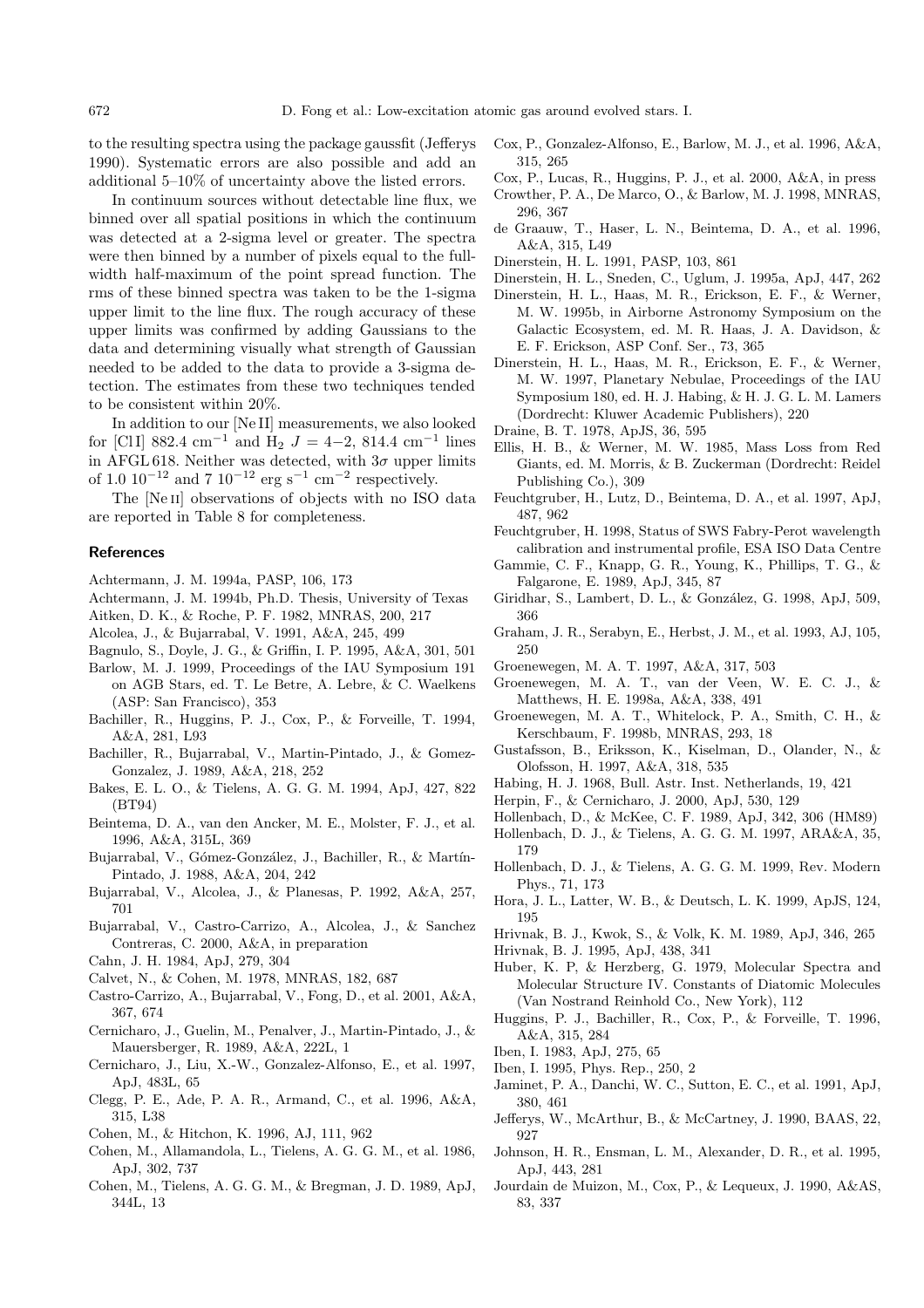to the resulting spectra using the package gaussfit (Jefferys 1990). Systematic errors are also possible and add an additional 5–10% of uncertainty above the listed errors.

In continuum sources without detectable line flux, we binned over all spatial positions in which the continuum was detected at a 2-sigma level or greater. The spectra were then binned by a number of pixels equal to the full-width half-maximum of the point spread function. The rms of these binned spectra was taken to be the 1-sigma upper limit to the line flux. The rough accuracy of these upper limits was confirmed by adding Gaussians to the data and determining visually what strength of Gaussian needed to be added to the data to provide a 3-sigma detection. The estimates from these two techniques tended to be consistent within 20%.

In addition to our [Ne II] measurements, we also looked for [Cl I] 882.4 $\mathrm{cm}^{-1}$ and $H_2$ $J = 4{-}2$, 814.4 $\mathrm{cm}^{-1}$ lines in AFGL 618. Neither was detected, with $3\sigma$ upper limits of 1.0 $10^{-12}$ and 7 $10^{-12}$ erg $\mathrm{s}^{-1}$ $\mathrm{cm}^{-2}$ respectively.

The [Ne II] observations of objects with no ISO data are reported in Table 8 for completeness.

## References

Achtermann, J. M. 1994a, PASP, 106, 173

Achtermann, J. M. 1994b, Ph.D. Thesis, University of Texas

Aitken, D. K., & Roche, P. F. 1982, MNRAS, 200, 217

Alcolea, J., & Bujarrabal, V. 1991, A&A, 245, 499

Bagnulo, S., Doyle, J. G., & Griffin, I. P. 1995, A&A, 301, 501

Barlow, M. J. 1999, Proceedings of the IAU Symposium 191 on AGB Stars, ed. T. Le Betre, A. Lebre, & C. Waelkens (ASP: San Francisco), 353

Bachiller, R., Huggins, P. J., Cox, P., & Forveille, T. 1994, A&A, 281, L93

Bachiller, R., Bujarrabal, V., Martin-Pintado, J., & Gomez-Gonzalez, J. 1989, A&A, 218, 252

Bakes, E. L. O., & Tielens, A. G. G. M. 1994, ApJ, 427, 822 (BT94)

Beintema, D. A., van den Ancker, M. E., Molster, F. J., et al. 1996, A&A, 315L, 369

Bujarrabal, V., Gómez-González, J., Bachiller, R., & Martín-Pintado, J. 1988, A&A, 204, 242

Bujarrabal, V., Alcolea, J., & Planesas, P. 1992, A&A, 257, 701

Bujarrabal, V., Castro-Carrizo, A., Alcolea, J., & Sanchez Contreras, C. 2000, A&A, in preparation

Cahn, J. H. 1984, ApJ, 279, 304

Calvet, N., & Cohen, M. 1978, MNRAS, 182, 687

Castro-Carrizo, A., Bujarrabal, V., Fong, D., et al. 2001, A&A, 367, 674

Cernicharo, J., Guelin, M., Penalver, J., Martin-Pintado, J., & Mauersberger, R. 1989, A&A, 222L, 1

Cernicharo, J., Liu, X.-W., Gonzalez-Alfonso, E., et al. 1997, ApJ, 483L, 65

Clegg, P. E., Ade, P. A. R., Armand, C., et al. 1996, A&A, 315, L38

Cohen, M., & Hitchon, K. 1996, AJ, 111, 962

Cohen, M., Allamandola, L., Tielens, A. G. G. M., et al. 1986, ApJ, 302, 737

Cohen, M., Tielens, A. G. G. M., & Bregman, J. D. 1989, ApJ, 344L, 13

Cox, P., Gonzalez-Alfonso, E., Barlow, M. J., et al. 1996, A&A, 315, 265

Cox, P., Lucas, R., Huggins, P. J., et al. 2000, A&A, in press

Crowther, P. A., De Marco, O., & Barlow, M. J. 1998, MNRAS, 296, 367

de Graauw, T., Haser, L. N., Beintema, D. A., et al. 1996, A&A, 315, L49

Dinerstein, H. L. 1991, PASP, 103, 861

Dinerstein, H. L., Sneden, C., Uglum, J. 1995a, ApJ, 447, 262

Dinerstein, H. L., Haas, M. R., Erickson, E. F., & Werner, M. W. 1995b, in Airborne Astronomy Symposium on the Galactic Ecosystem, ed. M. R. Haas, J. A. Davidson, & E. F. Erickson, ASP Conf. Ser., 73, 365

Dinerstein, H. L., Haas, M. R., Erickson, E. F., & Werner, M. W. 1997, Planetary Nebulae, Proceedings of the IAU Symposium 180, ed. H. J. Habing, & H. J. G. L. M. Lamers (Dordrecht: Kluwer Academic Publishers), 220

Draine, B. T. 1978, ApJS, 36, 595

Ellis, H. B., & Werner, M. W. 1985, Mass Loss from Red Giants, ed. M. Morris, & B. Zuckerman (Dordrecht: Reidel Publishing Co.), 309

Feuchtgruber, H., Lutz, D., Beintema, D. A., et al. 1997, ApJ, 487, 962

Feuchtgruber, H. 1998, Status of SWS Fabry-Perot wavelength calibration and instrumental profile, ESA ISO Data Centre

Gammie, C. F., Knapp, G. R., Young, K., Phillips, T. G., & Falgarone, E. 1989, ApJ, 345, 87

Giridhar, S., Lambert, D. L., & González, G. 1998, ApJ, 509, 366

Graham, J. R., Serabyn, E., Herbst, J. M., et al. 1993, AJ, 105, 250

Groenewegen, M. A. T. 1997, A&A, 317, 503

Groenewegen, M. A. T., van der Veen, W. E. C. J., & Matthews, H. E. 1998a, A&A, 338, 491

Groenewegen, M. A. T., Whitelock, P. A., Smith, C. H., & Kerschbaum, F. 1998b, MNRAS, 293, 18

Gustafsson, B., Eriksson, K., Kiselman, D., Olander, N., & Olofsson, H. 1997, A&A, 318, 535

Habing, H. J. 1968, Bull. Astr. Inst. Netherlands, 19, 421

Herpin, F., & Cernicharo, J. 2000, ApJ, 530, 129

Hollenbach, D., & McKee, C. F. 1989, ApJ, 342, 306 (HM89)

Hollenbach, D. J., & Tielens, A. G. G. M. 1997, ARA&A, 35, 179

Hollenbach, D. J., & Tielens, A. G. G. M. 1999, Rev. Modern Phys., 71, 173

Hora, J. L., Latter, W. B., & Deutsch, L. K. 1999, ApJS, 124, 195

Hrivnak, B. J., Kwok, S., & Volk, K. M. 1989, ApJ, 346, 265

Hrivnak, B. J. 1995, ApJ, 438, 341

Huber, K. P, & Herzberg, G. 1979, Molecular Spectra and Molecular Structure IV. Constants of Diatomic Molecules (Van Nostrand Reinhold Co., New York), 112

Huggins, P. J., Bachiller, R., Cox, P., & Forveille, T. 1996, A&A, 315, 284

Iben, I. 1983, ApJ, 275, 65

Iben, I. 1995, Phys. Rep., 250, 2

Jaminet, P. A., Danchi, W. C., Sutton, E. C., et al. 1991, ApJ, 380, 461

Jefferys, W., McArthur, B., & McCartney, J. 1990, BAAS, 22, 927

Johnson, H. R., Ensman, L. M., Alexander, D. R., et al. 1995, ApJ, 443, 281

Jourdain de Muizon, M., Cox, P., & Lequeux, J. 1990, A&AS, 83, 337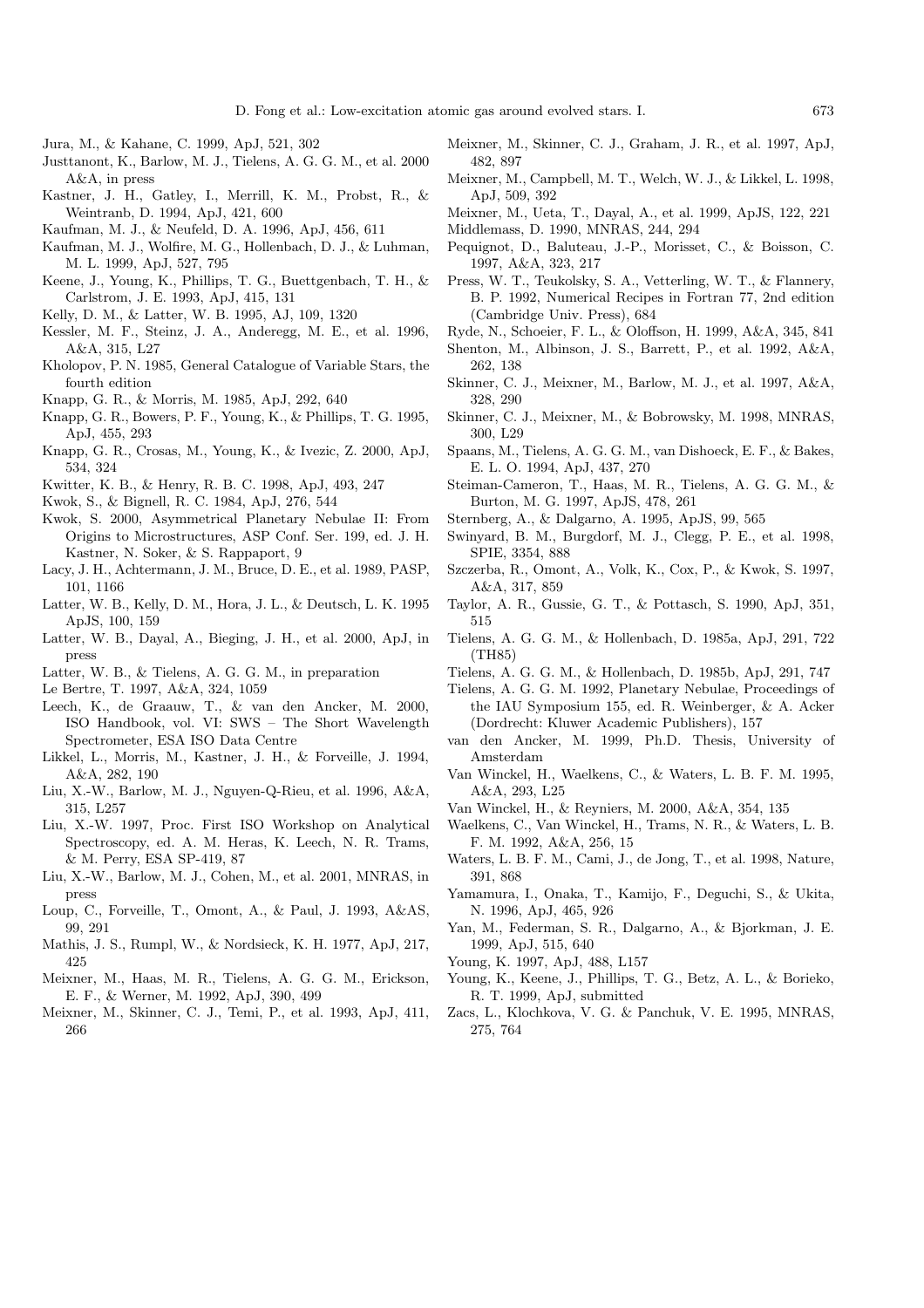Jura, M., & Kahane, C. 1999, ApJ, 521, 302

Justtanont, K., Barlow, M. J., Tielens, A. G. G. M., et al. 2000 A&A, in press

Kastner, J. H., Gatley, I., Merrill, K. M., Probst, R., & Weintranb, D. 1994, ApJ, 421, 600

Kaufman, M. J., & Neufeld, D. A. 1996, ApJ, 456, 611

Kaufman, M. J., Wolfire, M. G., Hollenbach, D. J., & Luhman, M. L. 1999, ApJ, 527, 795

Keene, J., Young, K., Phillips, T. G., Buettgenbach, T. H., & Carlstrom, J. E. 1993, ApJ, 415, 131

Kelly, D. M., & Latter, W. B. 1995, AJ, 109, 1320

Kessler, M. F., Steinz, J. A., Anderegg, M. E., et al. 1996, A&A, 315, L27

Kholopov, P. N. 1985, General Catalogue of Variable Stars, the fourth edition

Knapp, G. R., & Morris, M. 1985, ApJ, 292, 640

Knapp, G. R., Bowers, P. F., Young, K., & Phillips, T. G. 1995, ApJ, 455, 293

Knapp, G. R., Crosas, M., Young, K., & Ivezic, Z. 2000, ApJ, 534, 324

Kwitter, K. B., & Henry, R. B. C. 1998, ApJ, 493, 247

Kwok, S., & Bignell, R. C. 1984, ApJ, 276, 544

Kwok, S. 2000, Asymmetrical Planetary Nebulae II: From Origins to Microstructures, ASP Conf. Ser. 199, ed. J. H. Kastner, N. Soker, & S. Rappaport, 9

Lacy, J. H., Achtermann, J. M., Bruce, D. E., et al. 1989, PASP, 101, 1166

Latter, W. B., Kelly, D. M., Hora, J. L., & Deutsch, L. K. 1995 ApJS, 100, 159

Latter, W. B., Dayal, A., Bieging, J. H., et al. 2000, ApJ, in press

Latter, W. B., & Tielens, A. G. G. M., in preparation

Le Bertre, T. 1997, A&A, 324, 1059

Leech, K., de Graauw, T., & van den Ancker, M. 2000, ISO Handbook, vol. VI: SWS – The Short Wavelength Spectrometer, ESA ISO Data Centre

Likkel, L., Morris, M., Kastner, J. H., & Forveille, J. 1994, A&A, 282, 190

Liu, X.-W., Barlow, M. J., Nguyen-Q-Rieu, et al. 1996, A&A, 315, L257

Liu, X.-W. 1997, Proc. First ISO Workshop on Analytical Spectroscopy, ed. A. M. Heras, K. Leech, N. R. Trams, & M. Perry, ESA SP-419, 87

Liu, X.-W., Barlow, M. J., Cohen, M., et al. 2001, MNRAS, in press

Loup, C., Forveille, T., Omont, A., & Paul, J. 1993, A&AS, 99, 291

Mathis, J. S., Rumpl, W., & Nordsieck, K. H. 1977, ApJ, 217, 425

Meixner, M., Haas, M. R., Tielens, A. G. G. M., Erickson, E. F., & Werner, M. 1992, ApJ, 390, 499

Meixner, M., Skinner, C. J., Temi, P., et al. 1993, ApJ, 411, 266

Meixner, M., Skinner, C. J., Graham, J. R., et al. 1997, ApJ, 482, 897

Meixner, M., Campbell, M. T., Welch, W. J., & Likkel, L. 1998, ApJ, 509, 392

Meixner, M., Ueta, T., Dayal, A., et al. 1999, ApJS, 122, 221

Middlemass, D. 1990, MNRAS, 244, 294

Pequignot, D., Baluteau, J.-P., Morisset, C., & Boisson, C. 1997, A&A, 323, 217

Press, W. T., Teukolsky, S. A., Vetterling, W. T., & Flannery, B. P. 1992, Numerical Recipes in Fortran 77, 2nd edition (Cambridge Univ. Press), 684

Ryde, N., Schoeier, F. L., & Oloffson, H. 1999, A&A, 345, 841

Shenton, M., Albinson, J. S., Barrett, P., et al. 1992, A&A, 262, 138

Skinner, C. J., Meixner, M., Barlow, M. J., et al. 1997, A&A, 328, 290

Skinner, C. J., Meixner, M., & Bobrowsky, M. 1998, MNRAS, 300, L29

Spaans, M., Tielens, A. G. G. M., van Dishoeck, E. F., & Bakes, E. L. O. 1994, ApJ, 437, 270

Steiman-Cameron, T., Haas, M. R., Tielens, A. G. G. M., & Burton, M. G. 1997, ApJS, 478, 261

Sternberg, A., & Dalgarno, A. 1995, ApJS, 99, 565

Swinyard, B. M., Burgdorf, M. J., Clegg, P. E., et al. 1998, SPIE, 3354, 888

Szczerba, R., Omont, A., Volk, K., Cox, P., & Kwok, S. 1997, A&A, 317, 859

Taylor, A. R., Gussie, G. T., & Pottasch, S. 1990, ApJ, 351, 515

Tielens, A. G. G. M., & Hollenbach, D. 1985a, ApJ, 291, 722 (TH85)

Tielens, A. G. G. M., & Hollenbach, D. 1985b, ApJ, 291, 747

Tielens, A. G. G. M. 1992, Planetary Nebulae, Proceedings of the IAU Symposium 155, ed. R. Weinberger, & A. Acker (Dordrecht: Kluwer Academic Publishers), 157

van den Ancker, M. 1999, Ph.D. Thesis, University of Amsterdam

Van Winckel, H., Waelkens, C., & Waters, L. B. F. M. 1995, A&A, 293, L25

Van Winckel, H., & Reyniers, M. 2000, A&A, 354, 135

Waelkens, C., Van Winckel, H., Trams, N. R., & Waters, L. B. F. M. 1992, A&A, 256, 15

Waters, L. B. F. M., Cami, J., de Jong, T., et al. 1998, Nature, 391, 868

Yamamura, I., Onaka, T., Kamijo, F., Deguchi, S., & Ukita, N. 1996, ApJ, 465, 926

Yan, M., Federman, S. R., Dalgarno, A., & Bjorkman, J. E. 1999, ApJ, 515, 640

Young, K. 1997, ApJ, 488, L157

Young, K., Keene, J., Phillips, T. G., Betz, A. L., & Borieko, R. T. 1999, ApJ, submitted

Zacs, L., Klochkova, V. G. & Panchuk, V. E. 1995, MNRAS, 275, 764